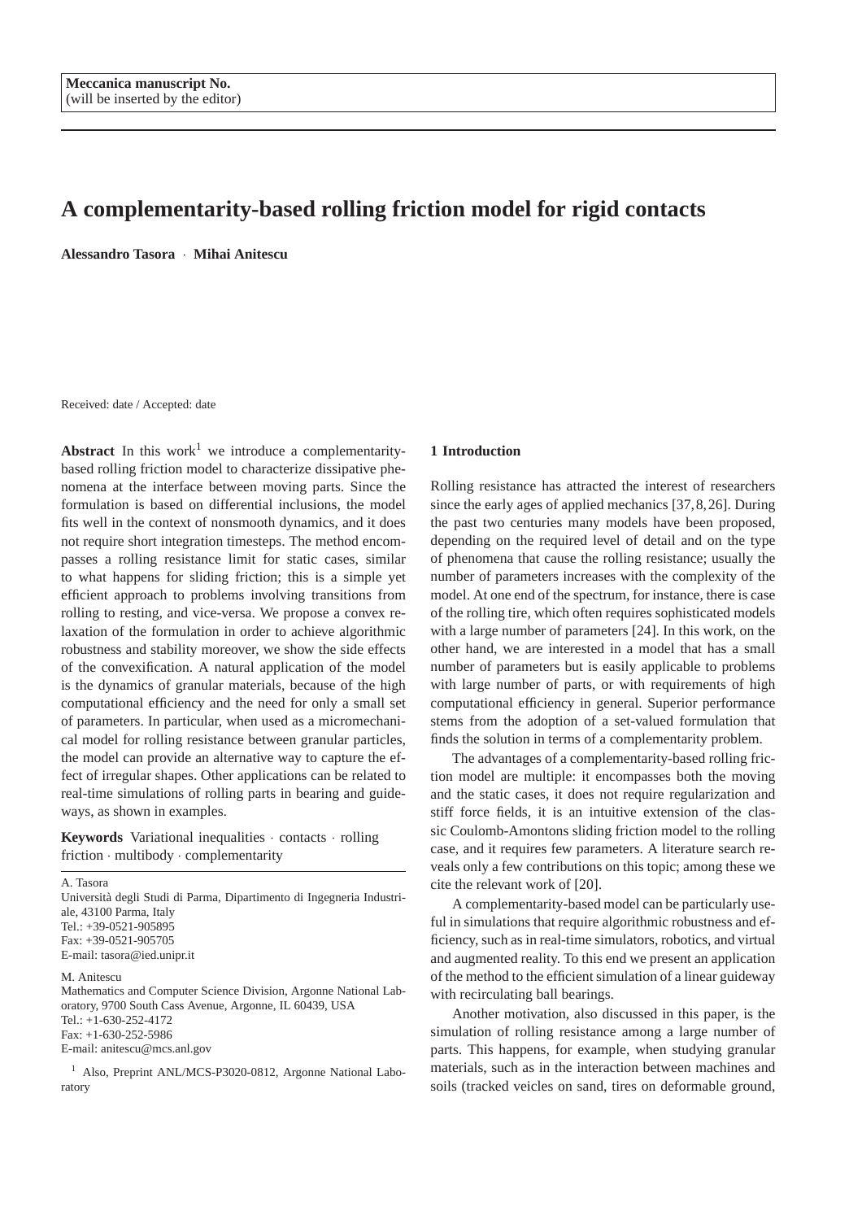Meccanica manuscript No.
(will be inserted by the editor)

# A complementarity-based rolling friction model for rigid contacts

**Alessandro Tasora** · **Mihai Anitescu**

Received: date / Accepted: date

**Abstract** In this work[1] we introduce a complementarity-based rolling friction model to characterize dissipative phenomena at the interface between moving parts. Since the formulation is based on differential inclusions, the model fits well in the context of nonsmooth dynamics, and it does not require short integration timesteps. The method encompasses a rolling resistance limit for static cases, similar to what happens for sliding friction; this is a simple yet efficient approach to problems involving transitions from rolling to resting, and vice-versa. We propose a convex relaxation of the formulation in order to achieve algorithmic robustness and stability moreover, we show the side effects of the convexification. A natural application of the model is the dynamics of granular materials, because of the high computational efficiency and the need for only a small set of parameters. In particular, when used as a micromechanical model for rolling resistance between granular particles, the model can provide an alternative way to capture the effect of irregular shapes. Other applications can be related to real-time simulations of rolling parts in bearing and guideways, as shown in examples.

**Keywords** Variational inequalities · contacts · rolling friction · multibody · complementarity

A. Tasora
Università degli Studi di Parma, Dipartimento di Ingegneria Industriale, 43100 Parma, Italy
Tel.: +39-0521-905895
Fax: +39-0521-905705
E-mail: tasora@ied.unipr.it

M. Anitescu
Mathematics and Computer Science Division, Argonne National Laboratory, 9700 South Cass Avenue, Argonne, IL 60439, USA
Tel.: +1-630-252-4172
Fax: +1-630-252-5986
E-mail: anitescu@mcs.anl.gov

[1] Also, Preprint ANL/MCS-P3020-0812, Argonne National Laboratory

## 1 Introduction

Rolling resistance has attracted the interest of researchers since the early ages of applied mechanics [37, 8, 26]. During the past two centuries many models have been proposed, depending on the required level of detail and on the type of phenomena that cause the rolling resistance; usually the number of parameters increases with the complexity of the model. At one end of the spectrum, for instance, there is case of the rolling tire, which often requires sophisticated models with a large number of parameters [24]. In this work, on the other hand, we are interested in a model that has a small number of parameters but is easily applicable to problems with large number of parts, or with requirements of high computational efficiency in general. Superior performance stems from the adoption of a set-valued formulation that finds the solution in terms of a complementarity problem.

The advantages of a complementarity-based rolling friction model are multiple: it encompasses both the moving and the static cases, it does not require regularization and stiff force fields, it is an intuitive extension of the classic Coulomb-Amontons sliding friction model to the rolling case, and it requires few parameters. A literature search reveals only a few contributions on this topic; among these we cite the relevant work of [20].

A complementarity-based model can be particularly useful in simulations that require algorithmic robustness and efficiency, such as in real-time simulators, robotics, and virtual and augmented reality. To this end we present an application of the method to the efficient simulation of a linear guideway with recirculating ball bearings.

Another motivation, also discussed in this paper, is the simulation of rolling resistance among a large number of parts. This happens, for example, when studying granular materials, such as in the interaction between machines and soils (tracked veicles on sand, tires on deformable ground,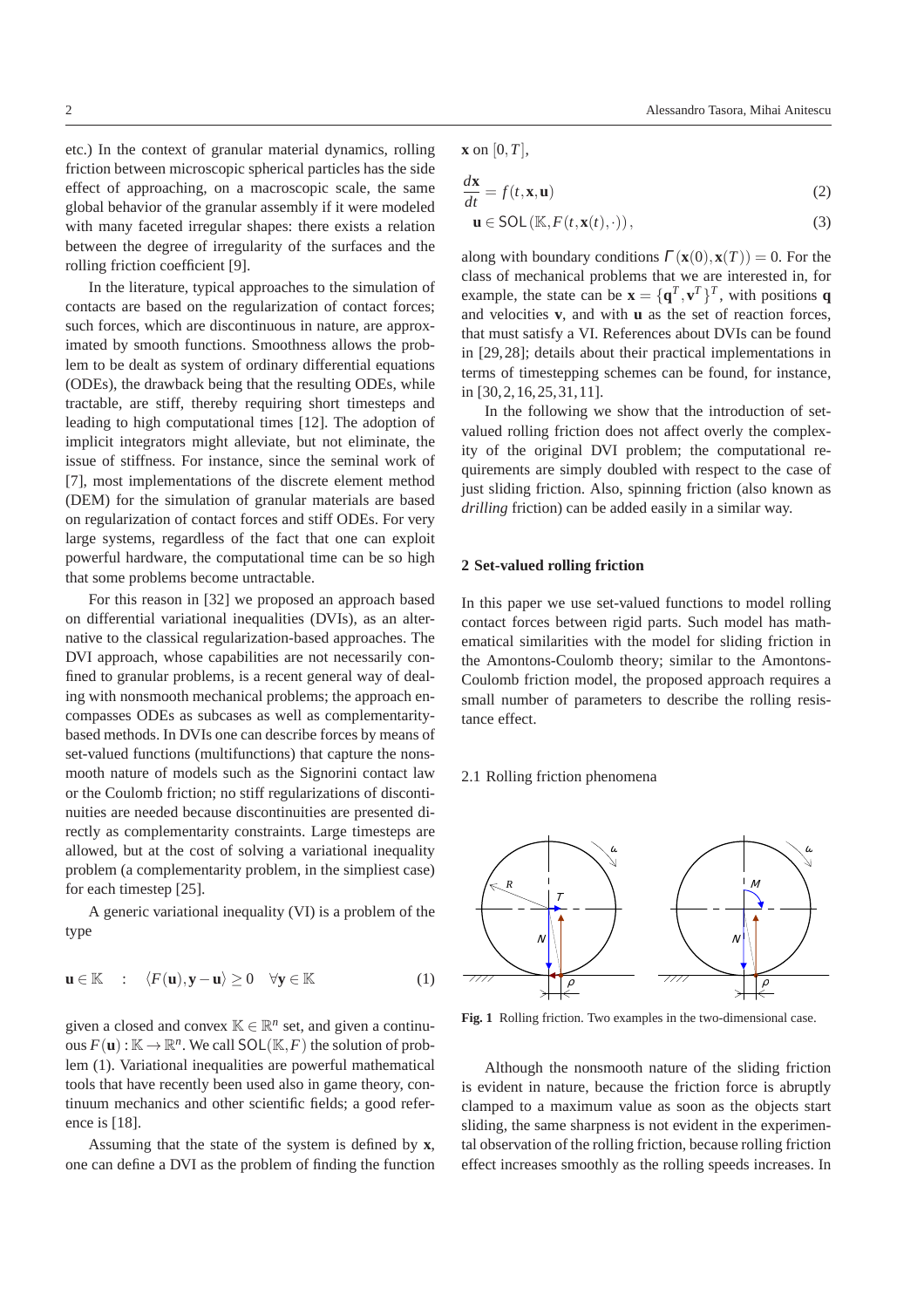etc.) In the context of granular material dynamics, rolling friction between microscopic spherical particles has the side effect of approaching, on a macroscopic scale, the same global behavior of the granular assembly if it were modeled with many faceted irregular shapes: there exists a relation between the degree of irregularity of the surfaces and the rolling friction coefficient [9].

In the literature, typical approaches to the simulation of contacts are based on the regularization of contact forces; such forces, which are discontinuous in nature, are approximated by smooth functions. Smoothness allows the problem to be dealt as system of ordinary differential equations (ODEs), the drawback being that the resulting ODEs, while tractable, are stiff, thereby requiring short timesteps and leading to high computational times [12]. The adoption of implicit integrators might alleviate, but not eliminate, the issue of stiffness. For instance, since the seminal work of [7], most implementations of the discrete element method (DEM) for the simulation of granular materials are based on regularization of contact forces and stiff ODEs. For very large systems, regardless of the fact that one can exploit powerful hardware, the computational time can be so high that some problems become untractable.

For this reason in [32] we proposed an approach based on differential variational inequalities (DVIs), as an alternative to the classical regularization-based approaches. The DVI approach, whose capabilities are not necessarily confined to granular problems, is a recent general way of dealing with nonsmooth mechanical problems; the approach encompasses ODEs as subcases as well as complementarity-based methods. In DVIs one can describe forces by means of set-valued functions (multifunctions) that capture the nonsmooth nature of models such as the Signorini contact law or the Coulomb friction; no stiff regularizations of discontinuities are needed because discontinuities are presented directly as complementarity constraints. Large timesteps are allowed, but at the cost of solving a variational inequality problem (a complementarity problem, in the simpliest case) for each timestep [25].

A generic variational inequality (VI) is a problem of the type

$$\mathbf{u} \in \mathbb{K} \quad : \quad \langle F(\mathbf{u}), \mathbf{y} - \mathbf{u} \rangle \geq 0 \quad \forall \mathbf{y} \in \mathbb{K} \tag{1}$$

given a closed and convex $\mathbb{K} \in \mathbb{R}^n$ set, and given a continuous $F(\mathbf{u}) : \mathbb{K} \to \mathbb{R}^n$. We call $\mathsf{SOL}(\mathbb{K}, F)$ the solution of problem (1). Variational inequalities are powerful mathematical tools that have recently been used also in game theory, continuum mechanics and other scientific fields; a good reference is [18].

Assuming that the state of the system is defined by $\mathbf{x}$, one can define a DVI as the problem of finding the function $\mathbf{x}$ on $[0, T]$,

$$\frac{d\mathbf{x}}{dt} = f(t, \mathbf{x}, \mathbf{u}) \tag{2}$$

$$\mathbf{u} \in \mathsf{SOL}(\mathbb{K}, F(t, \mathbf{x}(t), \cdot)), \tag{3}$$

along with boundary conditions $\Gamma(\mathbf{x}(0), \mathbf{x}(T)) = 0$. For the class of mechanical problems that we are interested in, for example, the state can be $\mathbf{x} = \{\mathbf{q}^T, \mathbf{v}^T\}^T$, with positions $\mathbf{q}$ and velocities $\mathbf{v}$, and with $\mathbf{u}$ as the set of reaction forces, that must satisfy a VI. References about DVIs can be found in [29,28]; details about their practical implementations in terms of timestepping schemes can be found, for instance, in [30,2,16,25,31,11].

In the following we show that the introduction of set-valued rolling friction does not affect overly the complexity of the original DVI problem; the computational requirements are simply doubled with respect to the case of just sliding friction. Also, spinning friction (also known as *drilling* friction) can be added easily in a similar way.

## 2 Set-valued rolling friction

In this paper we use set-valued functions to model rolling contact forces between rigid parts. Such model has mathematical similarities with the model for sliding friction in the Amontons-Coulomb theory; similar to the Amontons-Coulomb friction model, the proposed approach requires a small number of parameters to describe the rolling resistance effect.

### 2.1 Rolling friction phenomena

**Fig. 1** Rolling friction. Two examples in the two-dimensional case.

Although the nonsmooth nature of the sliding friction is evident in nature, because the friction force is abruptly clamped to a maximum value as soon as the objects start sliding, the same sharpness is not evident in the experimental observation of the rolling friction, because rolling friction effect increases smoothly as the rolling speeds increases. In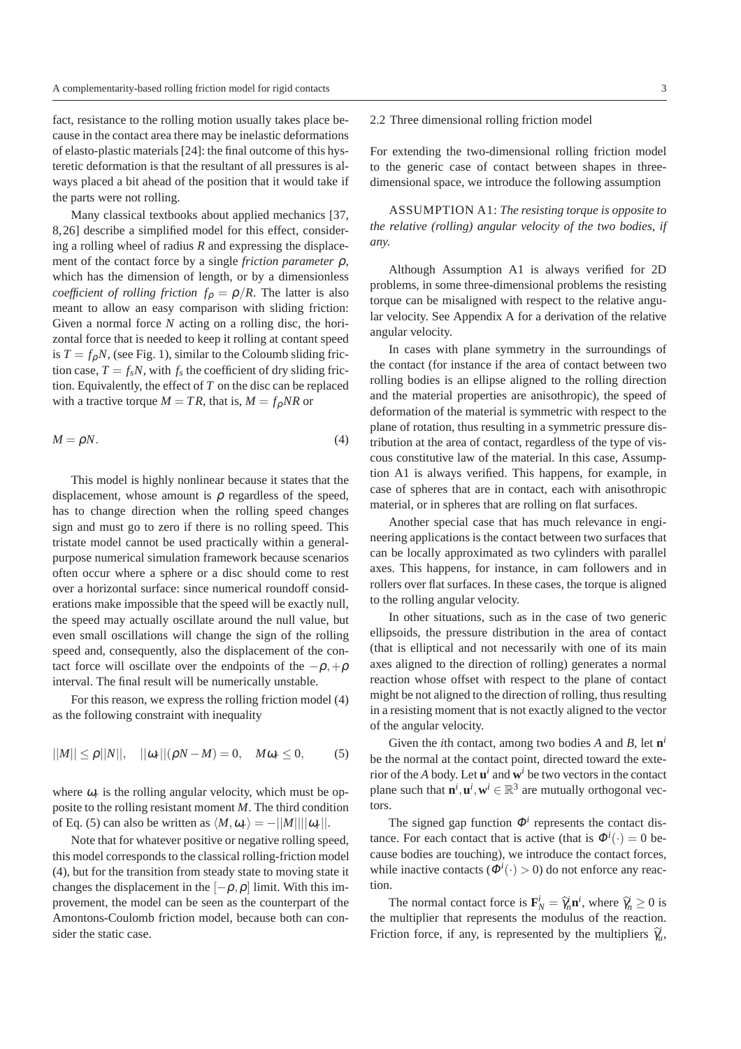fact, resistance to the rolling motion usually takes place because in the contact area there may be inelastic deformations of elasto-plastic materials [24]: the final outcome of this hysteretic deformation is that the resultant of all pressures is always placed a bit ahead of the position that it would take if the parts were not rolling.

Many classical textbooks about applied mechanics [37, 8, 26] describe a simplified model for this effect, considering a rolling wheel of radius $R$ and expressing the displacement of the contact force by a single *friction parameter* $\rho$, which has the dimension of length, or by a dimensionless *coefficient of rolling friction* $f_\rho = \rho/R$. The latter is also meant to allow an easy comparison with sliding friction: Given a normal force $N$ acting on a rolling disc, the horizontal force that is needed to keep it rolling at constant speed is $T = f_\rho N$, (see Fig. 1), similar to the Coloumb sliding friction case, $T = f_s N$, with $f_s$ the coefficient of dry sliding friction. Equivalently, the effect of $T$ on the disc can be replaced with a tractive torque $M = TR$, that is, $M = f_\rho NR$ or

$$M = \rho N. \tag{4}$$

This model is highly nonlinear because it states that the displacement, whose amount is $\rho$ regardless of the speed, has to change direction when the rolling speed changes sign and must go to zero if there is no rolling speed. This tristate model cannot be used practically within a general-purpose numerical simulation framework because scenarios often occur where a sphere or a disc should come to rest over a horizontal surface: since numerical roundoff considerations make impossible that the speed will be exactly null, the speed may actually oscillate around the null value, but even small oscillations will change the sign of the rolling speed and, consequently, also the displacement of the contact force will oscillate over the endpoints of the $-\rho, +\rho$ interval. The final result will be numerically unstable.

For this reason, we express the rolling friction model (4) as the following constraint with inequality

$$||M|| \leq \rho ||N||, \quad ||\omega_r||(\rho N - M) = 0, \quad M\omega_r \leq 0, \tag{5}$$

where $\omega_r$ is the rolling angular velocity, which must be opposite to the rolling resistant moment $M$. The third condition of Eq. (5) can also be written as $\langle M, \omega_r \rangle = -||M|| \, ||\omega_r||$.

Note that for whatever positive or negative rolling speed, this model corresponds to the classical rolling-friction model (4), but for the transition from steady state to moving state it changes the displacement in the $[-\rho, \rho]$ limit. With this improvement, the model can be seen as the counterpart of the Amontons-Coulomb friction model, because both can consider the static case.

### 2.2 Three dimensional rolling friction model

For extending the two-dimensional rolling friction model to the generic case of contact between shapes in three-dimensional space, we introduce the following assumption

ASSUMPTION A1: *The resisting torque is opposite to the relative (rolling) angular velocity of the two bodies, if any.*

Although Assumption A1 is always verified for 2D problems, in some three-dimensional problems the resisting torque can be misaligned with respect to the relative angular velocity. See Appendix A for a derivation of the relative angular velocity.

In cases with plane symmetry in the surroundings of the contact (for instance if the area of contact between two rolling bodies is an ellipse aligned to the rolling direction and the material properties are anisothropic), the speed of deformation of the material is symmetric with respect to the plane of rotation, thus resulting in a symmetric pressure distribution at the area of contact, regardless of the type of viscous constitutive law of the material. In this case, Assumption A1 is always verified. This happens, for example, in case of spheres that are in contact, each with anisothropic material, or in spheres that are rolling on flat surfaces.

Another special case that has much relevance in engineering applications is the contact between two surfaces that can be locally approximated as two cylinders with parallel axes. This happens, for instance, in cam followers and in rollers over flat surfaces. In these cases, the torque is aligned to the rolling angular velocity.

In other situations, such as in the case of two generic ellipsoids, the pressure distribution in the area of contact (that is elliptical and not necessarily with one of its main axes aligned to the direction of rolling) generates a normal reaction whose offset with respect to the plane of contact might be not aligned to the direction of rolling, thus resulting in a resisting moment that is not exactly aligned to the vector of the angular velocity.

Given the $i$th contact, among two bodies $A$ and $B$, let $\mathbf{n}^i$ be the normal at the contact point, directed toward the exterior of the $A$ body. Let $\mathbf{u}^i$ and $\mathbf{w}^i$ be two vectors in the contact plane such that $\mathbf{n}^i, \mathbf{u}^i, \mathbf{w}^i \in \mathbb{R}^3$ are mutually orthogonal vectors.

The signed gap function $\Phi^i$ represents the contact distance. For each contact that is active (that is $\Phi^i(\cdot) = 0$ because bodies are touching), we introduce the contact forces, while inactive contacts ($\Phi^i(\cdot) > 0$) do not enforce any reaction.

The normal contact force is $\mathbf{F}_N^i = \widehat{\gamma}_n^i \mathbf{n}^i$, where $\widehat{\gamma}_n^i \geq 0$ is the multiplier that represents the modulus of the reaction. Friction force, if any, is represented by the multipliers $\widehat{\gamma}_u^i$,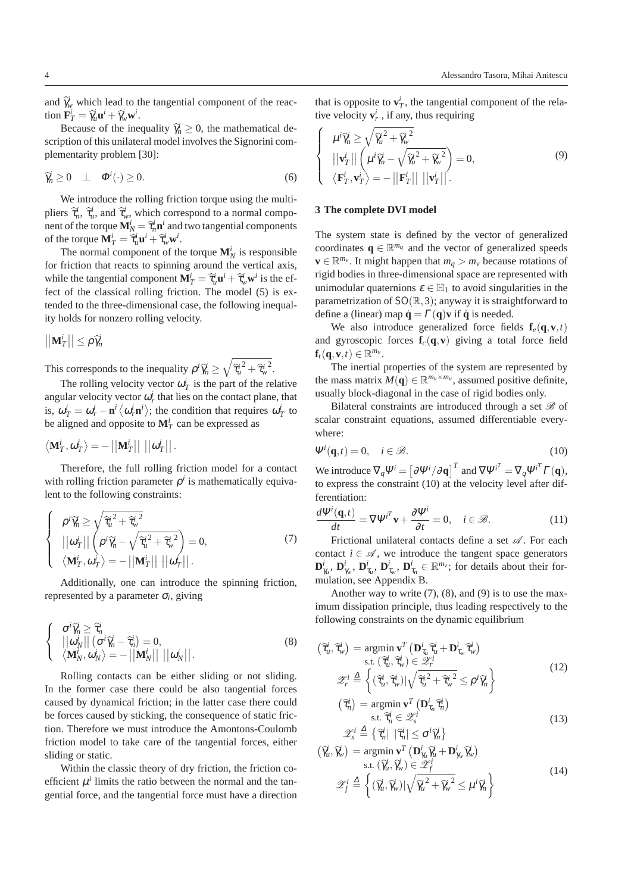and $\widehat{\gamma}_w^i$ which lead to the tangential component of the reaction $\mathbf{F}_T^i = \widehat{\gamma}_u^i \mathbf{u}^i + \widehat{\gamma}_w^i \mathbf{w}^i$.

Because of the inequality $\widehat{\gamma}_n^i \geq 0$, the mathematical description of this unilateral model involves the Signorini complementarity problem [30]:

$$\widehat{\gamma}_n^i \geq 0 \quad \perp \quad \Phi^i(\cdot) \geq 0. \tag{6}$$

We introduce the rolling friction torque using the multipliers $\widehat{\tau}_n^i$, $\widehat{\tau}_u^i$, and $\widehat{\tau}_w^i$, which correspond to a normal component of the torque $\mathbf{M}_N^i = \widehat{\tau}_n^i \mathbf{n}^i$ and two tangential components of the torque $\mathbf{M}_T^i = \widehat{\tau}_u^i \mathbf{u}^i + \widehat{\tau}_w^i \mathbf{w}^i$.

The normal component of the torque $\mathbf{M}_N^i$ is responsible for friction that reacts to spinning around the vertical axis, while the tangential component $\mathbf{M}_T^i = \widehat{\tau}_u^i \mathbf{u}^i + \widehat{\tau}_w^i \mathbf{w}^i$ is the effect of the classical rolling friction. The model (5) is extended to the three-dimensional case, the following inequality holds for nonzero rolling velocity.

$$\left\|\mathbf{M}_T^i\right\| \leq \rho \widehat{\gamma}_n^i$$

This corresponds to the inequality $\rho^i \widehat{\gamma}_n^i \geq \sqrt{\widehat{\tau}_u^{i\,2} + \widehat{\tau}_w^{i\,2}}$.

The rolling velocity vector $\omega_T^i$ is the part of the relative angular velocity vector $\omega_r^i$ that lies on the contact plane, that is, $\omega_T^i = \omega_r^i - \mathbf{n}^i \left\langle \omega_r^i \mathbf{n}^i \right\rangle$; the condition that requires $\omega_T^i$ to be aligned and opposite to $\mathbf{M}_T^i$ can be expressed as

$$\left\langle \mathbf{M}_T^i, \omega_T^i \right\rangle = -\left\|\mathbf{M}_T^i\right\| \left\|\omega_T^i\right\|.$$

Therefore, the full rolling friction model for a contact with rolling friction parameter $\rho^i$ is mathematically equivalent to the following constraints:

$$\left\{ \begin{array}{l} \rho^i \widehat{\gamma}_n^i \geq \sqrt{\widehat{\tau}_u^{i\,2} + \widehat{\tau}_w^{i\,2}} \\ \left\|\omega_T^i\right\| \left( \rho^i \widehat{\gamma}_n^i - \sqrt{\widehat{\tau}_u^{i\,2} + \widehat{\tau}_v^{i\,2}} \right) = 0, \\ \left\langle \mathbf{M}_T^i, \omega_T^i \right\rangle = -\left\|\mathbf{M}_T^i\right\| \left\|\omega_T^i\right\|. \end{array} \right. \tag{7}$$

Additionally, one can introduce the spinning friction, represented by a parameter $\sigma_i$, giving

$$\left\{ \begin{array}{l} \sigma^i \widehat{\gamma}_n^i \geq \widehat{\tau}_n^i \\ \left\|\omega_N^i\right\| \left( \sigma^i \widehat{\gamma}_n^i - \widehat{\tau}_n^i \right) = 0, \\ \left\langle \mathbf{M}_N^i, \omega_N^i \right\rangle = -\left\|\mathbf{M}_N^i\right\| \left\|\omega_N^i\right\|. \end{array} \right. \tag{8}$$

Rolling contacts can be either sliding or not sliding. In the former case there could be also tangential forces caused by dynamical friction; in the latter case there could be forces caused by sticking, the consequence of static friction. Therefore we must introduce the Amontons-Coulomb friction model to take care of the tangential forces, either sliding or static.

Within the classic theory of dry friction, the friction coefficient $\mu^i$ limits the ratio between the normal and the tangential force, and the tangential force must have a direction that is opposite to $\mathbf{v}_T^i$, the tangential component of the relative velocity $\mathbf{v}_r^i$, if any, thus requiring

$$\left\{ \begin{array}{l} \mu^i \widehat{\gamma}_n^i \geq \sqrt{\widehat{\gamma}_u^{i\,2} + \widehat{\gamma}_w^{i\,2}} \\ \left\|\mathbf{v}_T^i\right\| \left( \mu^i \widehat{\gamma}_n^i - \sqrt{\widehat{\gamma}_u^{i\,2} + \widehat{\gamma}_w^{i\,2}} \right) = 0, \\ \left\langle \mathbf{F}_T^i, \mathbf{v}_T^i \right\rangle = -\left\|\mathbf{F}_T^i\right\| \left\|\mathbf{v}_T^i\right\|. \end{array} \right. \tag{9}$$

## 3 The complete DVI model

The system state is defined by the vector of generalized coordinates $\mathbf{q} \in \mathbb{R}^{m_q}$ and the vector of generalized speeds $\mathbf{v} \in \mathbb{R}^{m_v}$. It might happen that $m_q > m_v$ because rotations of rigid bodies in three-dimensional space are represented with unimodular quaternions $\varepsilon \in \mathbb{H}_1$ to avoid singularities in the parametrization of $\mathsf{SO}(\mathbb{R}, 3)$; anyway it is straightforward to define a (linear) map $\dot{\mathbf{q}} = \Gamma(\mathbf{q})\mathbf{v}$ if $\dot{\mathbf{q}}$ is needed.

We also introduce generalized force fields $\mathbf{f}_e(\mathbf{q}, \mathbf{v}, t)$ and gyroscopic forces $\mathbf{f}_c(\mathbf{q}, \mathbf{v})$ giving a total force field $\mathbf{f}_t(\mathbf{q}, \mathbf{v}, t) \in \mathbb{R}^{m_v}$.

The inertial properties of the system are represented by the mass matrix $M(\mathbf{q}) \in \mathbb{R}^{m_v \times m_v}$, assumed positive definite, usually block-diagonal in the case of rigid bodies only.

Bilateral constraints are introduced through a set $\mathscr{B}$ of scalar constraint equations, assumed differentiable everywhere:

$$\Psi^i(\mathbf{q}, t) = 0, \quad i \in \mathscr{B}. \tag{10}$$

We introduce $\nabla_q \Psi^i = \left[\partial \Psi^i / \partial \mathbf{q}\right]^T$ and $\nabla \Psi^{i^T} = \nabla_q \Psi^{i^T} \Gamma(\mathbf{q})$, to express the constraint (10) at the velocity level after differentiation:

$$\frac{d\Psi^i(\mathbf{q}, t)}{dt} = \nabla \Psi^{i^T} \mathbf{v} + \frac{\partial \Psi^i}{\partial t} = 0, \quad i \in \mathscr{B}. \tag{11}$$

Frictional unilateral contacts define a set $\mathscr{A}$. For each contact $i \in \mathscr{A}$, we introduce the tangent space generators $\mathbf{D}_{\gamma_u}^i$, $\mathbf{D}_{\gamma_w}^i$, $\mathbf{D}_{\tau_u}^i$, $\mathbf{D}_{\tau_w}^i$, $\mathbf{D}_{\tau_n}^i \in \mathbb{R}^{m_v}$; for details about their formulation, see Appendix B.

Another way to write (7), (8), and (9) is to use the maximum dissipation principle, thus leading respectively to the following constraints on the dynamic equilibrium

$$\begin{aligned} \left(\widehat{\tau}_u^i, \widehat{\tau}_w^i\right) &= \underset{\text{s.t. } \left(\widehat{\tau}_u^i, \widehat{\tau}_w^i\right) \in \mathscr{Z}_r^i}{\operatorname{argmin}} \mathbf{v}^T \left(\mathbf{D}_{\tau_u}^i \widehat{\tau}_u^i + \mathbf{D}_{\tau_w}^i \widehat{\tau}_w^i\right) \\ \mathscr{Z}_r^i &\triangleq \left\{ \left(\widehat{\tau}_u^i, \widehat{\tau}_w^i\right) \middle| \sqrt{\widehat{\tau}_u^{i\,2} + \widehat{\tau}_w^{i\,2}} \leq \rho^i \widehat{\gamma}_n^i \right\} \end{aligned} \tag{12}$$

$$\begin{aligned} \left(\widehat{\tau}_n^i\right) &= \underset{\text{s.t. } \widehat{\tau}_n^i \in \mathscr{Z}_s^i}{\operatorname{argmin}} \mathbf{v}^T \left(\mathbf{D}_{\tau_n}^i \widehat{\tau}_n^i\right) \\ \mathscr{Z}_s^i &\triangleq \left\{ \widehat{\tau}_n^i \middle| \ |\widehat{\tau}_n^i| \leq \sigma^i \widehat{\gamma}_n^i \right\} \end{aligned} \tag{13}$$

$$\begin{aligned} \left(\widehat{\gamma}_u^i, \widehat{\gamma}_w^i\right) &= \underset{\text{s.t. } \left(\widehat{\gamma}_u^i, \widehat{\gamma}_w^i\right) \in \mathscr{Z}_f^i}{\operatorname{argmin}} \mathbf{v}^T \left(\mathbf{D}_{\gamma_u}^i \widehat{\gamma}_u^i + \mathbf{D}_{\gamma_w}^i \widehat{\gamma}_w^i\right) \\ \mathscr{Z}_f^i &\triangleq \left\{ \left(\widehat{\gamma}_u^i, \widehat{\gamma}_w^i\right) \middle| \sqrt{\widehat{\gamma}_u^{i\,2} + \widehat{\gamma}_w^{i\,2}} \leq \mu^i \widehat{\gamma}_n^i \right\} \end{aligned} \tag{14}$$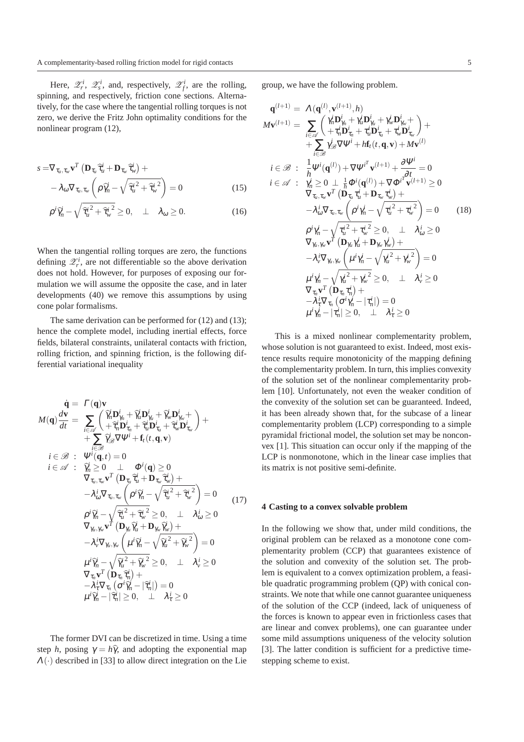Here, $\mathscr{Z}_r^i$, $\mathscr{Z}_s^i$, and, respectively, $\mathscr{Z}_f^i$, are the rolling, spinning, and respectively, friction cone sections. Alternatively, for the case where the tangential rolling torques is not zero, we derive the Fritz John optimality conditions for the nonlinear program (12),

$$s = \nabla_{\tau_u,\tau_w} \mathbf{v}^T \left( \mathbf{D}_{\tau_u} \widehat{\tau}_u^i + \mathbf{D}_{\tau_w} \widehat{\tau}_w^i \right) + - \lambda_\omega \nabla_{\tau_u,\tau_w} \left( \rho \widehat{\gamma}_n^i - \sqrt{\widehat{\tau}_u^{i\,2} + \widehat{\tau}_w^{i\,2}} \right) = 0 \quad (15)$$

$$\rho^i \widehat{\gamma}_n^i - \sqrt{\widehat{\tau}_u^{i\,2} + \widehat{\tau}_w^{i\,2}} \geq 0, \quad \perp \quad \lambda_\omega \geq 0. \quad (16)$$

When the tangential rolling torques are zero, the functions defining $\mathscr{Z}_r^i$, are not differentiable so the above derivation does not hold. However, for purposes of exposing our formulation we will assume the opposite the case, and in later developments (40) we remove this assumptions by using cone polar formalisms.

The same derivation can be performed for (12) and (13); hence the complete model, including inertial effects, force fields, bilateral constraints, unilateral contacts with friction, rolling friction, and spinning friction, is the following differential variational inequality

$$
\begin{aligned}
\dot{\mathbf{q}} &= \Gamma(\mathbf{q})\mathbf{v} \\
M(\mathbf{q})\frac{d\mathbf{v}}{dt} &= \sum_{i\in\mathscr{A}} \begin{pmatrix} \widehat{\gamma}_n^i \mathbf{D}_{\gamma_n}^i + \widehat{\gamma}_u^i \mathbf{D}_{\gamma_u}^i + \widehat{\gamma}_w^i \mathbf{D}_{\gamma_w}^i + \\ + \widehat{\tau}_n^i \mathbf{D}_{\tau_n}^i + \widehat{\tau}_u^i \mathbf{D}_{\tau_u}^i + \widehat{\tau}_w^i \mathbf{D}_{\tau_w}^i \end{pmatrix} + \\
&\quad + \sum_{i\in\mathscr{B}} \widehat{\gamma}_{\mathscr{B}}^i \nabla \Psi^i + \mathbf{f}_t(t,\mathbf{q},\mathbf{v}) \\
i \in \mathscr{B} &: \ \Psi^i(\mathbf{q},t) = 0 \\
i \in \mathscr{A} &: \ \widehat{\gamma}_n^i \geq 0 \quad \perp \quad \Phi^i(\mathbf{q}) \geq 0 \\
&\quad \nabla_{\tau_u,\tau_w} \mathbf{v}^T \left( \mathbf{D}_{\tau_u} \widehat{\tau}_u^i + \mathbf{D}_{\tau_w} \widehat{\tau}_w^i \right) + \\
&\quad - \lambda_\omega^i \nabla_{\tau_u,\tau_w} \left( \rho^i \widehat{\gamma}_n^i - \sqrt{\widehat{\tau}_u^{i\,2} + \widehat{\tau}_w^{i\,2}} \right) = 0 \\
&\quad \rho^i \widehat{\gamma}_n^i - \sqrt{\widehat{\tau}_u^{i\,2} + \widehat{\tau}_w^{i\,2}} \geq 0, \quad \perp \quad \lambda_\omega^i \geq 0 \\
&\quad \nabla_{\gamma_u,\gamma_w} \mathbf{v}^T \left( \mathbf{D}_{\gamma_u} \widehat{\gamma}_u^i + \mathbf{D}_{\gamma_w} \widehat{\gamma}_w^i \right) + \\
&\quad - \lambda_v^i \nabla_{\gamma_u,\gamma_w} \left( \mu^i \widehat{\gamma}_n^i - \sqrt{\widehat{\gamma}_u^{i\,2} + \widehat{\gamma}_w^{i\,2}} \right) = 0 \\
&\quad \mu^i \widehat{\gamma}_n^i - \sqrt{\widehat{\gamma}_u^{i\,2} + \widehat{\gamma}_w^{i\,2}} \geq 0, \quad \perp \quad \lambda_v^i \geq 0 \\
&\quad \nabla_{\tau_n} \mathbf{v}^T \left( \mathbf{D}_{\tau_n} \widehat{\tau}_n^i \right) + \\
&\quad - \lambda_\tau^i \nabla_{\tau_n} \left( \sigma^i \widehat{\gamma}_n^i - |\widehat{\tau}_n^i| \right) = 0 \\
&\quad \mu^i \widehat{\gamma}_n^i - |\widehat{\tau}_n^i| \geq 0, \quad \perp \quad \lambda_\tau^i \geq 0
\end{aligned} \quad (17)
$$

The former DVI can be discretized in time. Using a time step $h$, posing $\gamma = h\widehat{\gamma}$, and adopting the exponential map $\Lambda(\cdot)$ described in [33] to allow direct integration on the Lie group, we have the following problem.

$$
\begin{aligned}
\mathbf{q}^{(l+1)} &= \Lambda(\mathbf{q}^{(l)}, \mathbf{v}^{(l+1)}, h) \\
M\mathbf{v}^{(l+1)} &= \sum_{i\in\mathscr{A}} \begin{pmatrix} \gamma_n^i \mathbf{D}_{\gamma_n}^i + \gamma_u^i \mathbf{D}_{\gamma_u}^i + \gamma_w^i \mathbf{D}_{\gamma_w}^i + \\ + \tau_n^i \mathbf{D}_{\tau_n}^i + \tau_u^i \mathbf{D}_{\tau_u}^i + \tau_w^i \mathbf{D}_{\tau_w}^i \end{pmatrix} + \\
&\quad + \sum_{i\in\mathscr{B}} \gamma_{\mathscr{B}}^i \nabla \Psi^i + h\mathbf{f}_t(t,\mathbf{q},\mathbf{v}) + M\mathbf{v}^{(l)} \\
i \in \mathscr{B} &: \ \frac{1}{h}\Psi^i(\mathbf{q}^{(l)}) + \nabla \Psi^{i^T} \mathbf{v}^{(l+1)} + \frac{\partial \Psi^i}{\partial t} = 0 \\
i \in \mathscr{A} &: \ \gamma_n^i \geq 0 \ \perp \ \frac{1}{h}\Phi^i(\mathbf{q}^{(l)}) + \nabla \Phi^{i^T} \mathbf{v}^{(l+1)} \geq 0 \\
&\quad \nabla_{\tau_u,\tau_w} \mathbf{v}^T \left( \mathbf{D}_{\tau_u} \tau_u^i + \mathbf{D}_{\tau_w} \tau_w^i \right) + \\
&\quad - \lambda_\omega^i \nabla_{\tau_u,\tau_w} \left( \rho^i \gamma_n^i - \sqrt{\tau_u^{i\,2} + \tau_w^{i\,2}} \right) = 0 \\
&\quad \rho^i \gamma_n^i - \sqrt{\tau_u^{i\,2} + \tau_w^{i\,2}} \geq 0, \quad \perp \quad \lambda_\omega^i \geq 0 \\
&\quad \nabla_{\gamma_u,\gamma_w} \mathbf{v}^T \left( \mathbf{D}_{\gamma_u} \gamma_u^i + \mathbf{D}_{\gamma_w} \gamma_w^i \right) + \\
&\quad - \lambda_v^i \nabla_{\gamma_u,\gamma_w} \left( \mu^i \gamma_n^i - \sqrt{\gamma_u^{i\,2} + \gamma_w^{i\,2}} \right) = 0 \\
&\quad \mu^i \gamma_n^i - \sqrt{\gamma_u^{i\,2} + \gamma_w^{i\,2}} \geq 0, \quad \perp \quad \lambda_v^i \geq 0 \\
&\quad \nabla_{\tau_n} \mathbf{v}^T \left( \mathbf{D}_{\tau_n} \tau_n^i \right) + \\
&\quad - \lambda_\tau^i \nabla_{\tau_n} \left( \sigma^i \gamma_n^i - |\tau_n^i| \right) = 0 \\
&\quad \mu^i \gamma_n^i - |\tau_n^i| \geq 0, \quad \perp \quad \lambda_\tau^i \geq 0
\end{aligned} \quad (18)
$$

This is a mixed nonlinear complementarity problem, whose solution is not guaranteed to exist. Indeed, most existence results require monotonicity of the mapping defining the complementarity problem. In turn, this implies convexity of the solution set of the nonlinear complementarity problem [10]. Unfortunately, not even the weaker condition of the convexity of the solution set can be guaranteed. Indeed, it has been already shown that, for the subcase of a linear complementarity problem (LCP) corresponding to a simple pyramidal frictional model, the solution set may be nonconvex [1]. This situation can occur only if the mapping of the LCP is nonmonotone, which in the linear case implies that its matrix is not positive semi-definite.

## 4 Casting to a convex solvable problem

In the following we show that, under mild conditions, the original problem can be relaxed as a monotone cone complementarity problem (CCP) that guarantees existence of the solution and convexity of the solution set. The problem is equivalent to a convex optimization problem, a feasible quadratic programming problem (QP) with conical constraints. We note that while one cannot guarantee uniqueness of the solution of the CCP (indeed, lack of uniqueness of the forces is known to appear even in frictionless cases that are linear and convex problems), one can guarantee under some mild assumptions uniqueness of the velocity solution [3]. The latter condition is sufficient for a predictive time-stepping scheme to exist.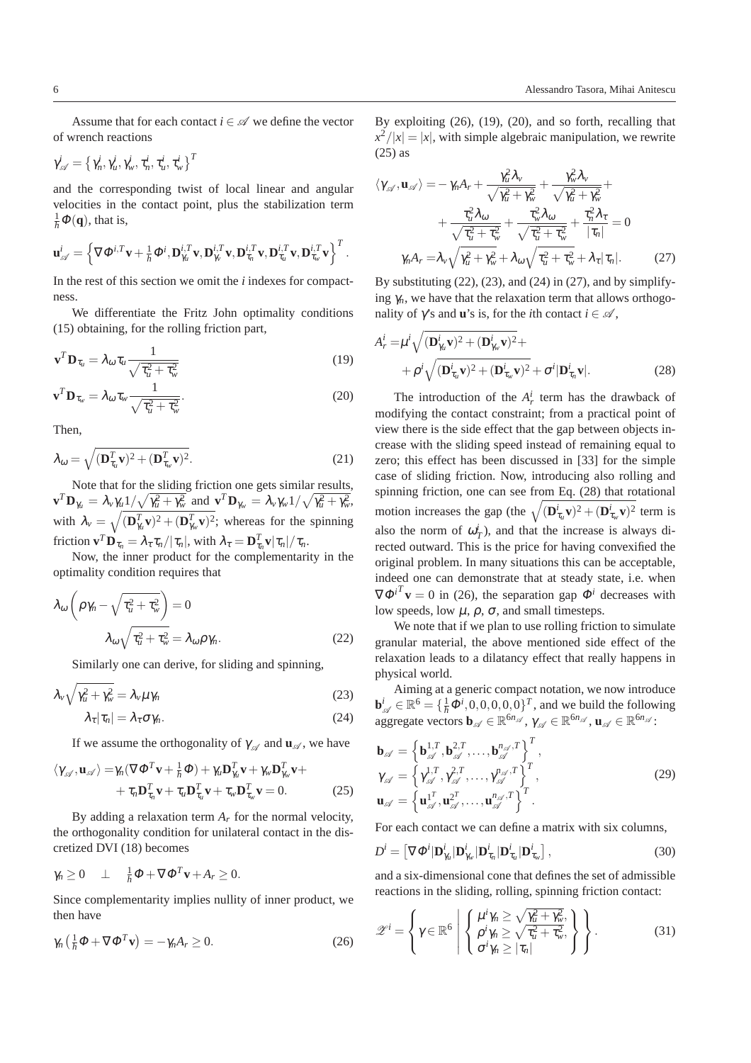Assume that for each contact $i \in \mathscr{A}$ we define the vector of wrench reactions

$$\gamma^i_{\mathscr{A}} = \{\gamma^i_n, \gamma^i_u, \gamma^i_w, \tau^i_n, \tau^i_u, \tau^i_w\}^T$$

and the corresponding twist of local linear and angular velocities in the contact point, plus the stabilization term $\frac{1}{h}\Phi(\mathbf{q})$, that is,

$$\mathbf{u}^i_{\mathscr{A}} = \left\{ \nabla \Phi^{i,T}\mathbf{v} + \tfrac{1}{h}\Phi^i, \mathbf{D}^{i,T}_{\gamma_u}\mathbf{v}, \mathbf{D}^{i,T}_{\gamma_v}\mathbf{v}, \mathbf{D}^{i,T}_{\tau_n}\mathbf{v}, \mathbf{D}^{i,T}_{\tau_u}\mathbf{v}, \mathbf{D}^{i,T}_{\tau_w}\mathbf{v} \right\}^T.$$

In the rest of this section we omit the $i$ indexes for compactness.

We differentiate the Fritz John optimality conditions (15) obtaining, for the rolling friction part,

$$\mathbf{v}^T\mathbf{D}_{\tau_u} = \lambda_\omega \tau_u \frac{1}{\sqrt{\tau_u^2 + \tau_w^2}} \tag{19}$$

$$\mathbf{v}^T\mathbf{D}_{\tau_w} = \lambda_\omega \tau_w \frac{1}{\sqrt{\tau_u^2 + \tau_w^2}}. \tag{20}$$

Then,

$$\lambda_\omega = \sqrt{(\mathbf{D}^T_{\tau_u}\mathbf{v})^2 + (\mathbf{D}^T_{\tau_w}\mathbf{v})^2}. \tag{21}$$

Note that for the sliding friction one gets similar results, $\mathbf{v}^T\mathbf{D}_{\gamma_u} = \lambda_v \gamma_u 1/\sqrt{\gamma_u^2 + \gamma_w^2}$ and $\mathbf{v}^T\mathbf{D}_{\gamma_w} = \lambda_v \gamma_w 1/\sqrt{\gamma_u^2 + \gamma_w^2}$, with $\lambda_v = \sqrt{(\mathbf{D}^T_{\gamma_u}\mathbf{v})^2 + (\mathbf{D}^T_{\gamma_w}\mathbf{v})^2}$; whereas for the spinning friction $\mathbf{v}^T\mathbf{D}_{\tau_n} = \lambda_\tau \tau_n / |\tau_n|$, with $\lambda_\tau = \mathbf{D}^T_{\tau_n}\mathbf{v}|\tau_n|/\tau_n$.

Now, the inner product for the complementarity in the optimality condition requires that

$$\lambda_\omega \left( \rho\gamma_n - \sqrt{\tau_u^2 + \tau_w^2} \right) = 0$$
$$\lambda_\omega \sqrt{\tau_u^2 + \tau_w^2} = \lambda_\omega \rho \gamma_n. \tag{22}$$

Similarly one can derive, for sliding and spinning,

$$\lambda_v \sqrt{\gamma_u^2 + \gamma_w^2} = \lambda_v \mu \gamma_n \tag{23}$$

$$\lambda_\tau |\tau_n| = \lambda_\tau \sigma \gamma_n. \tag{24}$$

If we assume the orthogonality of $\gamma_{\mathscr{A}}$ and $\mathbf{u}_{\mathscr{A}}$, we have

$$\begin{aligned}\langle \gamma_{\mathscr{A}}, \mathbf{u}_{\mathscr{A}} \rangle = &\gamma_n(\nabla\Phi^T\mathbf{v} + \tfrac{1}{h}\Phi) + \gamma_u \mathbf{D}^T_{\gamma_u}\mathbf{v} + \gamma_w \mathbf{D}^T_{\gamma_w}\mathbf{v} + \\ &+ \tau_n \mathbf{D}^T_{\tau_n}\mathbf{v} + \tau_u \mathbf{D}^T_{\tau_u}\mathbf{v} + \tau_w \mathbf{D}^T_{\tau_w}\mathbf{v} = 0.\end{aligned} \tag{25}$$

By adding a relaxation term $A_r$ for the normal velocity, the orthogonality condition for unilateral contact in the discretized DVI (18) becomes

$$\gamma_n \geq 0 \quad \perp \quad \tfrac{1}{h}\Phi + \nabla\Phi^T\mathbf{v} + A_r \geq 0.$$

Since complementarity implies nullity of inner product, we then have

$$\gamma_n\left(\tfrac{1}{h}\Phi + \nabla\Phi^T\mathbf{v}\right) = -\gamma_n A_r \geq 0. \tag{26}$$

By exploiting (26), (19), (20), and so forth, recalling that $x^2/|x| = |x|$, with simple algebraic manipulation, we rewrite (25) as

$$\begin{aligned}\langle \gamma_{\mathscr{A}}, \mathbf{u}_{\mathscr{A}} \rangle = &- \gamma_n A_r + \frac{\gamma_u^2 \lambda_v}{\sqrt{\gamma_u^2 + \gamma_w^2}} + \frac{\gamma_w^2 \lambda_v}{\sqrt{\gamma_u^2 + \gamma_w^2}} + \\ &+ \frac{\tau_u^2 \lambda_\omega}{\sqrt{\tau_u^2 + \tau_w^2}} + \frac{\tau_w^2 \lambda_\omega}{\sqrt{\tau_u^2 + \tau_w^2}} + \frac{\tau_n^2 \lambda_\tau}{|\tau_n|} = 0 \\ \gamma_n A_r = &\lambda_v \sqrt{\gamma_u^2 + \gamma_w^2} + \lambda_\omega \sqrt{\tau_u^2 + \tau_w^2} + \lambda_\tau |\tau_n|.\end{aligned} \tag{27}$$

By substituting (22), (23), and (24) in (27), and by simplifying $\gamma_n$, we have that the relaxation term that allows orthogonality of $\gamma$'s and $\mathbf{u}$'s is, for the $i$th contact $i \in \mathscr{A}$,

$$\begin{aligned}A^i_r = &\mu^i \sqrt{(\mathbf{D}^i_{\gamma_u}\mathbf{v})^2 + (\mathbf{D}^i_{\gamma_w}\mathbf{v})^2} + \\ &+ \rho^i \sqrt{(\mathbf{D}^i_{\tau_u}\mathbf{v})^2 + (\mathbf{D}^i_{\tau_w}\mathbf{v})^2} + \sigma^i |\mathbf{D}^i_{\tau_n}\mathbf{v}|.\end{aligned} \tag{28}$$

The introduction of the $A^i_r$ term has the drawback of modifying the contact constraint; from a practical point of view there is the side effect that the gap between objects increase with the sliding speed instead of remaining equal to zero; this effect has been discussed in [33] for the simple case of sliding friction. Now, introducing also rolling and spinning friction, one can see from Eq. (28) that rotational motion increases the gap (the $\sqrt{(\mathbf{D}^i_{\tau_u}\mathbf{v})^2 + (\mathbf{D}^i_{\tau_w}\mathbf{v})^2}$ term is also the norm of $\omega^i_T$), and that the increase is always directed outward. This is the price for having convexified the original problem. In many situations this can be acceptable, indeed one can demonstrate that at steady state, i.e. when $\nabla\Phi^{i^T}\mathbf{v} = 0$ in (26), the separation gap $\Phi^i$ decreases with low speeds, low $\mu$, $\rho$, $\sigma$, and small timesteps.

We note that if we plan to use rolling friction to simulate granular material, the above mentioned side effect of the relaxation leads to a dilatancy effect that really happens in physical world.

Aiming at a generic compact notation, we now introduce $\mathbf{b}^i_{\mathscr{A}} \in \mathbb{R}^6 = \{\frac{1}{h}\Phi^i, 0, 0, 0, 0, 0\}^T$, and we build the following aggregate vectors $\mathbf{b}_{\mathscr{A}} \in \mathbb{R}^{6n_{\mathscr{A}}}$, $\gamma_{\mathscr{A}} \in \mathbb{R}^{6n_{\mathscr{A}}}$, $\mathbf{u}_{\mathscr{A}} \in \mathbb{R}^{6n_{\mathscr{A}}}$:

$$\begin{aligned}\mathbf{b}_{\mathscr{A}} &= \left\{ \mathbf{b}^{1,T}_{\mathscr{A}}, \mathbf{b}^{2,T}_{\mathscr{A}}, \ldots, \mathbf{b}^{n_{\mathscr{A}},T}_{\mathscr{A}} \right\}^T, \\ \gamma_{\mathscr{A}} &= \left\{ \gamma^{1,T}_{\mathscr{A}}, \gamma^{2,T}_{\mathscr{A}}, \ldots, \gamma^{n_{\mathscr{A}},T}_{\mathscr{A}} \right\}^T, \\ \mathbf{u}_{\mathscr{A}} &= \left\{ \mathbf{u}^{1^T}_{\mathscr{A}}, \mathbf{u}^{2^T}_{\mathscr{A}}, \ldots, \mathbf{u}^{n_{\mathscr{A}},T}_{\mathscr{A}} \right\}^T.\end{aligned} \tag{29}$$

For each contact we can define a matrix with six columns,

$$D^i = \left[ \nabla\Phi^i | \mathbf{D}^i_{\gamma_u} | \mathbf{D}^i_{\gamma_w} | \mathbf{D}^i_{\tau_n} | \mathbf{D}^i_{\tau_u} | \mathbf{D}^i_{\tau_w} \right], \tag{30}$$

and a six-dimensional cone that defines the set of admissible reactions in the sliding, rolling, spinning friction contact:

$$\mathscr{Z}^i = \left\{ \gamma \in \mathbb{R}^6 \;\middle|\; \left\{ \begin{array}{l} \mu^i \gamma_n \geq \sqrt{\gamma_u^2 + \gamma_w^2}, \\ \rho^i \gamma_n \geq \sqrt{\tau_u^2 + \tau_w^2}, \\ \sigma^i \gamma_n \geq |\tau_n| \end{array} \right\} \right\}. \tag{31}$$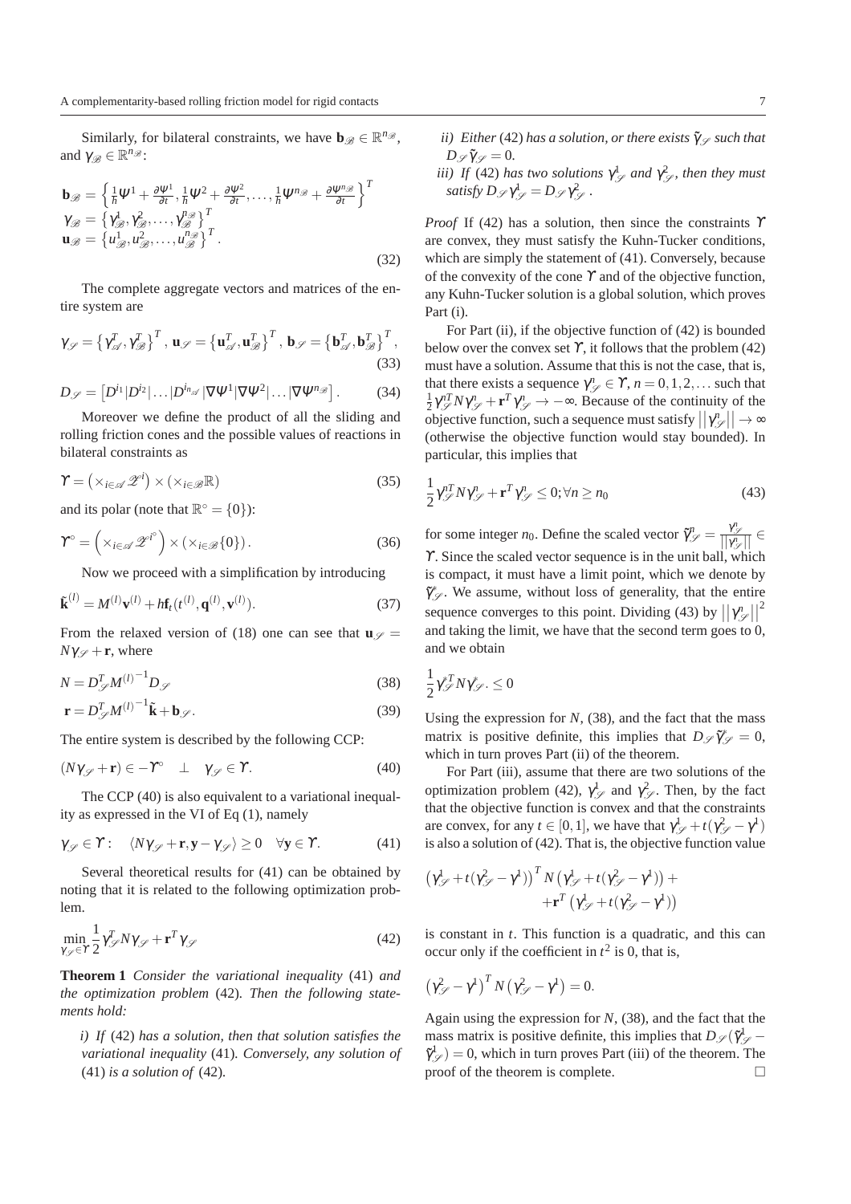Similarly, for bilateral constraints, we have $\mathbf{b}_{\mathscr{B}} \in \mathbb{R}^{n_{\mathscr{B}}}$, and $\gamma_{\mathscr{B}} \in \mathbb{R}^{n_{\mathscr{B}}}$:

$$
\begin{aligned}
\mathbf{b}_{\mathscr{B}} &= \left\{ \tfrac{1}{h}\Psi^1 + \tfrac{\partial \Psi^1}{\partial t}, \tfrac{1}{h}\Psi^2 + \tfrac{\partial \Psi^2}{\partial t}, \ldots, \tfrac{1}{h}\Psi^{n_{\mathscr{B}}} + \tfrac{\partial \Psi^{n_{\mathscr{B}}}}{\partial t} \right\}^T \\
\gamma_{\mathscr{B}} &= \left\{ \gamma_{\mathscr{B}}^1, \gamma_{\mathscr{B}}^2, \ldots, \gamma_{\mathscr{B}}^{n_{\mathscr{B}}} \right\}^T \\
\mathbf{u}_{\mathscr{B}} &= \left\{ u_{\mathscr{B}}^1, u_{\mathscr{B}}^2, \ldots, u_{\mathscr{B}}^{n_{\mathscr{B}}} \right\}^T.
\end{aligned}
\tag{32}
$$

The complete aggregate vectors and matrices of the entire system are

$$
\gamma_{\mathscr{S}} = \left\{ \gamma_{\mathscr{A}}^T, \gamma_{\mathscr{B}}^T \right\}^T, \; \mathbf{u}_{\mathscr{S}} = \left\{ \mathbf{u}_{\mathscr{A}}^T, \mathbf{u}_{\mathscr{B}}^T \right\}^T, \; \mathbf{b}_{\mathscr{S}} = \left\{ \mathbf{b}_{\mathscr{A}}^T, \mathbf{b}_{\mathscr{B}}^T \right\}^T, \tag{33}
$$

$$
D_{\mathscr{S}} = \left[ D^{i_1} | D^{i_2} | \ldots | D^{i_{n_{\mathscr{A}}}} | \nabla \Psi^1 | \nabla \Psi^2 | \ldots | \nabla \Psi^{n_{\mathscr{B}}} \right]. \tag{34}
$$

Moreover we define the product of all the sliding and rolling friction cones and the possible values of reactions in bilateral constraints as

$$
\Upsilon = \left( \times_{i \in \mathscr{A}} \mathscr{Z}^i \right) \times \left( \times_{i \in \mathscr{B}} \mathbb{R} \right) \tag{35}
$$

and its polar (note that $\mathbb{R}^\circ = \{0\}$):

$$
\Upsilon^\circ = \left( \times_{i \in \mathscr{A}} \mathscr{Z}^{i^\circ} \right) \times \left( \times_{i \in \mathscr{B}} \{0\} \right). \tag{36}
$$

Now we proceed with a simplification by introducing

$$
\tilde{\mathbf{k}}^{(l)} = M^{(l)} \mathbf{v}^{(l)} + h \mathbf{f}_t(t^{(l)}, \mathbf{q}^{(l)}, \mathbf{v}^{(l)}). \tag{37}
$$

From the relaxed version of (18) one can see that $\mathbf{u}_{\mathscr{S}} = N \gamma_{\mathscr{S}} + \mathbf{r}$, where

$$
N = D_{\mathscr{S}}^T {M^{(l)}}^{-1} D_{\mathscr{S}} \tag{38}
$$

$$
\mathbf{r} = D_{\mathscr{S}}^T {M^{(l)}}^{-1} \tilde{\mathbf{k}} + \mathbf{b}_{\mathscr{S}}. \tag{39}
$$

The entire system is described by the following CCP:

$$
(N \gamma_{\mathscr{S}} + \mathbf{r}) \in -\Upsilon^\circ \quad \perp \quad \gamma_{\mathscr{S}} \in \Upsilon. \tag{40}
$$

The CCP (40) is also equivalent to a variational inequality as expressed in the VI of Eq (1), namely

$$
\gamma_{\mathscr{S}} \in \Upsilon : \quad \langle N \gamma_{\mathscr{S}} + \mathbf{r}, \mathbf{y} - \gamma_{\mathscr{S}} \rangle \geq 0 \quad \forall \mathbf{y} \in \Upsilon. \tag{41}
$$

Several theoretical results for (41) can be obtained by noting that it is related to the following optimization problem.

$$
\min_{\gamma_{\mathscr{S}} \in \Upsilon} \frac{1}{2} \gamma_{\mathscr{S}}^T N \gamma_{\mathscr{S}} + \mathbf{r}^T \gamma_{\mathscr{S}} \tag{42}
$$

**Theorem 1** *Consider the variational inequality* (41) *and the optimization problem* (42)*. Then the following statements hold:*

*i) If* (42) *has a solution, then that solution satisfies the variational inequality* (41)*. Conversely, any solution of* (41) *is a solution of* (42)*.*

*ii) Either* (42) *has a solution, or there exists $\tilde{\gamma}_{\mathscr{S}}$ such that $D_{\mathscr{S}} \tilde{\gamma}_{\mathscr{S}} = 0$.*

*iii) If* (42) *has two solutions $\gamma_{\mathscr{S}}^1$ and $\gamma_{\mathscr{S}}^2$, then they must satisfy $D_{\mathscr{S}} \gamma_{\mathscr{S}}^1 = D_{\mathscr{S}} \gamma_{\mathscr{S}}^2$.*

*Proof* If (42) has a solution, then since the constraints $\Upsilon$ are convex, they must satisfy the Kuhn-Tucker conditions, which are simply the statement of (41). Conversely, because of the convexity of the cone $\Upsilon$ and of the objective function, any Kuhn-Tucker solution is a global solution, which proves Part (i).

For Part (ii), if the objective function of (42) is bounded below over the convex set $\Upsilon$, it follows that the problem (42) must have a solution. Assume that this is not the case, that is, that there exists a sequence $\gamma_{\mathscr{S}}^n \in \Upsilon$, $n = 0, 1, 2, \ldots$ such that $\frac{1}{2} \gamma_{\mathscr{S}}^{nT} N \gamma_{\mathscr{S}}^n + \mathbf{r}^T \gamma_{\mathscr{S}}^n \to -\infty$. Because of the continuity of the objective function, such a sequence must satisfy $\left|\left| \gamma_{\mathscr{S}}^n \right|\right| \to \infty$ (otherwise the objective function would stay bounded). In particular, this implies that

$$
\frac{1}{2} \gamma_{\mathscr{S}}^{nT} N \gamma_{\mathscr{S}}^n + \mathbf{r}^T \gamma_{\mathscr{S}}^n \leq 0; \forall n \geq n_0 \tag{43}
$$

for some integer $n_0$. Define the scaled vector $\tilde{\gamma}_{\mathscr{S}}^n = \frac{\gamma_{\mathscr{S}}^n}{||\gamma_{\mathscr{S}}^n||} \in \Upsilon$. Since the scaled vector sequence is in the unit ball, which is compact, it must have a limit point, which we denote by $\tilde{\gamma}_{\mathscr{S}}^*$. We assume, without loss of generality, that the entire sequence converges to this point. Dividing (43) by $\left|\left| \gamma_{\mathscr{S}}^n \right|\right|^2$ and taking the limit, we have that the second term goes to 0, and we obtain

$$
\frac{1}{2} \gamma_{\mathscr{S}}^{*T} N \gamma_{\mathscr{S}}^*. \leq 0
$$

Using the expression for $N$, (38), and the fact that the mass matrix is positive definite, this implies that $D_{\mathscr{S}} \tilde{\gamma}_{\mathscr{S}}^* = 0$, which in turn proves Part (ii) of the theorem.

For Part (iii), assume that there are two solutions of the optimization problem (42), $\gamma_{\mathscr{S}}^1$ and $\gamma_{\mathscr{S}}^2$. Then, by the fact that the objective function is convex and that the constraints are convex, for any $t \in [0,1]$, we have that $\gamma_{\mathscr{S}}^1 + t(\gamma_{\mathscr{S}}^2 - \gamma^1)$ is also a solution of (42). That is, the objective function value

$$
\begin{aligned}
&\left( \gamma_{\mathscr{S}}^1 + t(\gamma_{\mathscr{S}}^2 - \gamma^1) \right)^T N \left( \gamma_{\mathscr{S}}^1 + t(\gamma_{\mathscr{S}}^2 - \gamma^1) \right) + \\
&\quad + \mathbf{r}^T \left( \gamma_{\mathscr{S}}^1 + t(\gamma_{\mathscr{S}}^2 - \gamma^1) \right)
\end{aligned}
$$

is constant in $t$. This function is a quadratic, and this can occur only if the coefficient in $t^2$ is 0, that is,

$$
\left( \gamma_{\mathscr{S}}^2 - \gamma^1 \right)^T N \left( \gamma_{\mathscr{S}}^2 - \gamma^1 \right) = 0.
$$

Again using the expression for $N$, (38), and the fact that the mass matrix is positive definite, this implies that $D_{\mathscr{S}}(\tilde{\gamma}_{\mathscr{S}}^1 - \tilde{\gamma}_{\mathscr{S}}^1) = 0$, which in turn proves Part (iii) of the theorem. The proof of the theorem is complete. □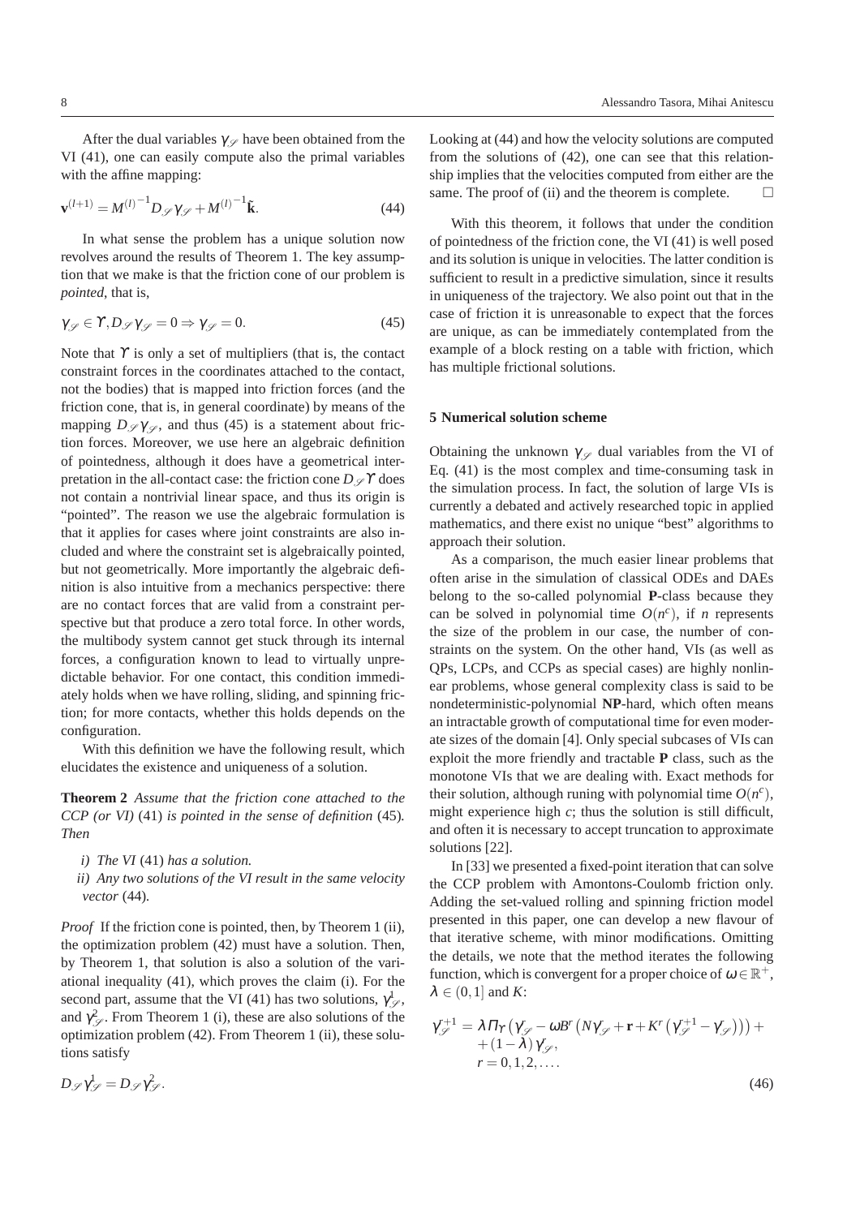After the dual variables $\gamma_{\mathscr{S}}$ have been obtained from the VI (41), one can easily compute also the primal variables with the affine mapping:

$$\mathbf{v}^{(l+1)} = M^{(l)^{-1}} D_{\mathscr{S}} \gamma_{\mathscr{S}} + M^{(l)^{-1}} \tilde{\mathbf{k}}. \tag{44}$$

In what sense the problem has a unique solution now revolves around the results of Theorem 1. The key assumption that we make is that the friction cone of our problem is *pointed*, that is,

$$\gamma_{\mathscr{S}} \in \Upsilon, D_{\mathscr{S}} \gamma_{\mathscr{S}} = 0 \Rightarrow \gamma_{\mathscr{S}} = 0. \tag{45}$$

Note that $\Upsilon$ is only a set of multipliers (that is, the contact constraint forces in the coordinates attached to the contact, not the bodies) that is mapped into friction forces (and the friction cone, that is, in general coordinate) by means of the mapping $D_{\mathscr{S}} \gamma_{\mathscr{S}}$, and thus (45) is a statement about friction forces. Moreover, we use here an algebraic definition of pointedness, although it does have a geometrical interpretation in the all-contact case: the friction cone $D_{\mathscr{S}} \Upsilon$ does not contain a nontrivial linear space, and thus its origin is "pointed". The reason we use the algebraic formulation is that it applies for cases where joint constraints are also included and where the constraint set is algebraically pointed, but not geometrically. More importantly the algebraic definition is also intuitive from a mechanics perspective: there are no contact forces that are valid from a constraint perspective but that produce a zero total force. In other words, the multibody system cannot get stuck through its internal forces, a configuration known to lead to virtually unpredictable behavior. For one contact, this condition immediately holds when we have rolling, sliding, and spinning friction; for more contacts, whether this holds depends on the configuration.

With this definition we have the following result, which elucidates the existence and uniqueness of a solution.

**Theorem 2** *Assume that the friction cone attached to the CCP (or VI)* (41) *is pointed in the sense of definition* (45)*. Then*

- *i) The VI* (41) *has a solution.*
- *ii) Any two solutions of the VI result in the same velocity vector* (44)*.*

*Proof* If the friction cone is pointed, then, by Theorem 1 (ii), the optimization problem (42) must have a solution. Then, by Theorem 1, that solution is also a solution of the variational inequality (41), which proves the claim (i). For the second part, assume that the VI (41) has two solutions, $\gamma^1_{\mathscr{S}}$, and $\gamma^2_{\mathscr{S}}$. From Theorem 1 (i), these are also solutions of the optimization problem (42). From Theorem 1 (ii), these solutions satisfy

$$D_{\mathscr{S}} \gamma^1_{\mathscr{S}} = D_{\mathscr{S}} \gamma^2_{\mathscr{S}}.$$

Looking at (44) and how the velocity solutions are computed from the solutions of (42), one can see that this relationship implies that the velocities computed from either are the same. The proof of (ii) and the theorem is complete. □

With this theorem, it follows that under the condition of pointedness of the friction cone, the VI (41) is well posed and its solution is unique in velocities. The latter condition is sufficient to result in a predictive simulation, since it results in uniqueness of the trajectory. We also point out that in the case of friction it is unreasonable to expect that the forces are unique, as can be immediately contemplated from the example of a block resting on a table with friction, which has multiple frictional solutions.

## 5 Numerical solution scheme

Obtaining the unknown $\gamma_{\mathscr{S}}$ dual variables from the VI of Eq. (41) is the most complex and time-consuming task in the simulation process. In fact, the solution of large VIs is currently a debated and actively researched topic in applied mathematics, and there exist no unique "best" algorithms to approach their solution.

As a comparison, the much easier linear problems that often arise in the simulation of classical ODEs and DAEs belong to the so-called polynomial **P**-class because they can be solved in polynomial time $O(n^c)$, if $n$ represents the size of the problem in our case, the number of constraints on the system. On the other hand, VIs (as well as QPs, LCPs, and CCPs as special cases) are highly nonlinear problems, whose general complexity class is said to be nondeterministic-polynomial **NP**-hard, which often means an intractable growth of computational time for even moderate sizes of the domain [4]. Only special subcases of VIs can exploit the more friendly and tractable **P** class, such as the monotone VIs that we are dealing with. Exact methods for their solution, although runing with polynomial time $O(n^c)$, might experience high $c$; thus the solution is still difficult, and often it is necessary to accept truncation to approximate solutions [22].

In [33] we presented a fixed-point iteration that can solve the CCP problem with Amontons-Coulomb friction only. Adding the set-valued rolling and spinning friction model presented in this paper, one can develop a new flavour of that iterative scheme, with minor modifications. Omitting the details, we note that the method iterates the following function, which is convergent for a proper choice of $\omega \in \mathbb{R}^+$, $\lambda \in (0,1]$ and $K$:

$$\begin{aligned}\gamma^{r+1}_{\mathscr{S}} = {} & \lambda \Pi_{\Upsilon}\left(\gamma^r_{\mathscr{S}} - \omega B^r \left(N\gamma^r_{\mathscr{S}} + \mathbf{r} + K^r\left(\gamma^{r+1}_{\mathscr{S}} - \gamma^r_{\mathscr{S}}\right)\right)\right) + \\ & + (1-\lambda)\gamma^r_{\mathscr{S}}, \\ & r = 0, 1, 2, \ldots.\end{aligned} \tag{46}$$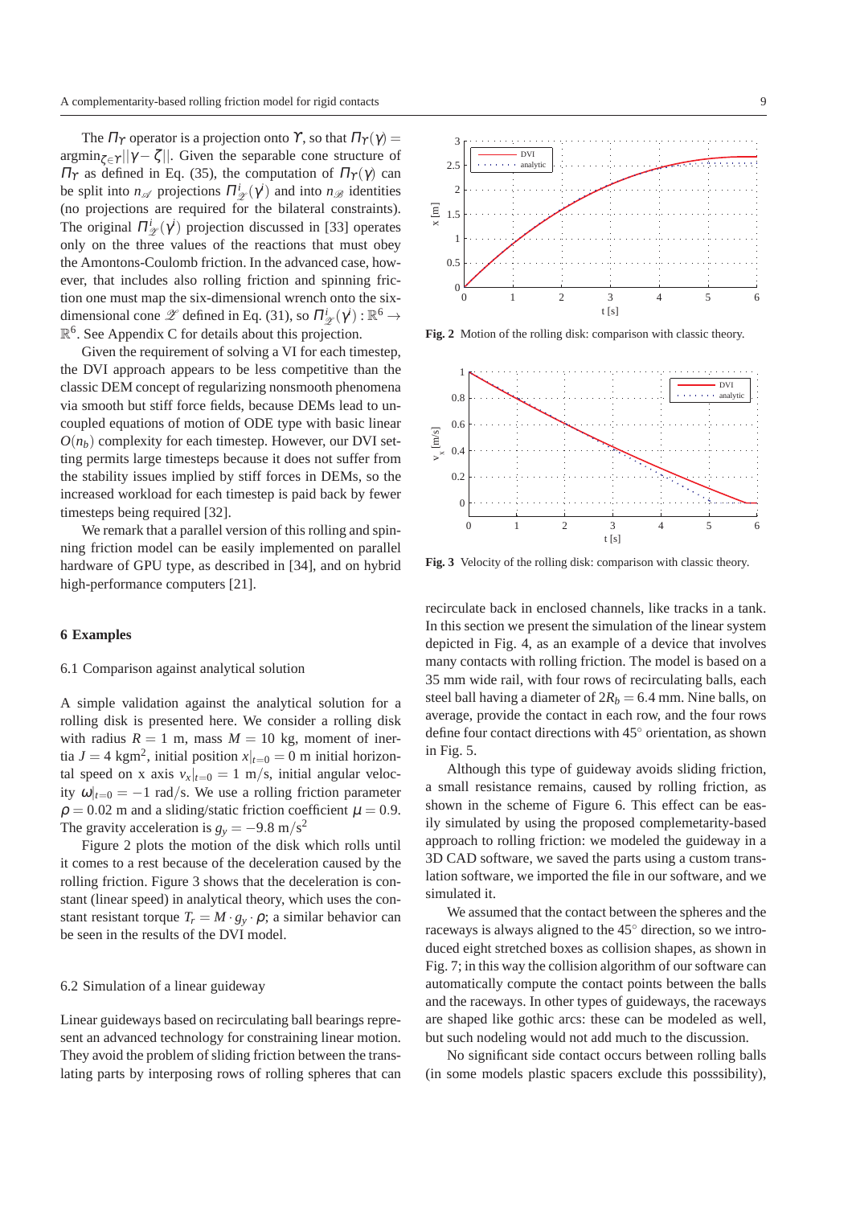The $\Pi_\Upsilon$ operator is a projection onto $\Upsilon$, so that $\Pi_\Upsilon(\gamma) = \text{argmin}_{\zeta\in\Upsilon}||\gamma - \zeta||$. Given the separable cone structure of $\Pi_\Upsilon$ as defined in Eq. (35), the computation of $\Pi_\Upsilon(\gamma)$ can be split into $n_\mathscr{A}$ projections $\Pi^i_\mathscr{Z}(\gamma^i)$ and into $n_\mathscr{B}$ identities (no projections are required for the bilateral constraints). The original $\Pi^i_\mathscr{Z}(\gamma^i)$ projection discussed in [33] operates only on the three values of the reactions that must obey the Amontons-Coulomb friction. In the advanced case, however, that includes also rolling friction and spinning friction one must map the six-dimensional wrench onto the six-dimensional cone $\mathscr{Z}$ defined in Eq. (31), so $\Pi^i_\mathscr{Z}(\gamma^i) : \mathbb{R}^6 \to \mathbb{R}^6$. See Appendix C for details about this projection.

Given the requirement of solving a VI for each timestep, the DVI approach appears to be less competitive than the classic DEM concept of regularizing nonsmooth phenomena via smooth but stiff force fields, because DEMs lead to uncoupled equations of motion of ODE type with basic linear $O(n_b)$ complexity for each timestep. However, our DVI setting permits large timesteps because it does not suffer from the stability issues implied by stiff forces in DEMs, so the increased workload for each timestep is paid back by fewer timesteps being required [32].

We remark that a parallel version of this rolling and spinning friction model can be easily implemented on parallel hardware of GPU type, as described in [34], and on hybrid high-performance computers [21].

## 6 Examples

### 6.1 Comparison against analytical solution

A simple validation against the analytical solution for a rolling disk is presented here. We consider a rolling disk with radius $R = 1$ m, mass $M = 10$ kg, moment of inertia $J = 4$ kgm$^2$, initial position $x|_{t=0} = 0$ m initial horizontal speed on x axis $v_x|_{t=0} = 1$ m/s, initial angular velocity $\omega|_{t=0} = -1$ rad/s. We use a rolling friction parameter $\rho = 0.02$ m and a sliding/static friction coefficient $\mu = 0.9$. The gravity acceleration is $g_y = -9.8$ m/s$^2$

Figure 2 plots the motion of the disk which rolls until it comes to a rest because of the deceleration caused by the rolling friction. Figure 3 shows that the deceleration is constant (linear speed) in analytical theory, which uses the constant resistant torque $T_r = M \cdot g_y \cdot \rho$; a similar behavior can be seen in the results of the DVI model.

**Fig. 2** Motion of the rolling disk: comparison with classic theory.

**Fig. 3** Velocity of the rolling disk: comparison with classic theory.

### 6.2 Simulation of a linear guideway

Linear guideways based on recirculating ball bearings represent an advanced technology for constraining linear motion. They avoid the problem of sliding friction between the translating parts by interposing rows of rolling spheres that can recirculate back in enclosed channels, like tracks in a tank. In this section we present the simulation of the linear system depicted in Fig. 4, as an example of a device that involves many contacts with rolling friction. The model is based on a 35 mm wide rail, with four rows of recirculating balls, each steel ball having a diameter of $2R_b = 6.4$ mm. Nine balls, on average, provide the contact in each row, and the four rows define four contact directions with 45° orientation, as shown in Fig. 5.

Although this type of guideway avoids sliding friction, a small resistance remains, caused by rolling friction, as shown in the scheme of Figure 6. This effect can be easily simulated by using the proposed complemetarity-based approach to rolling friction: we modeled the guideway in a 3D CAD software, we saved the parts using a custom translation software, we imported the file in our software, and we simulated it.

We assumed that the contact between the spheres and the raceways is always aligned to the 45° direction, so we introduced eight stretched boxes as collision shapes, as shown in Fig. 7; in this way the collision algorithm of our software can automatically compute the contact points between the balls and the raceways. In other types of guideways, the raceways are shaped like gothic arcs: these can be modeled as well, but such nodeling would not add much to the discussion.

No significant side contact occurs between rolling balls (in some models plastic spacers exclude this posssibility),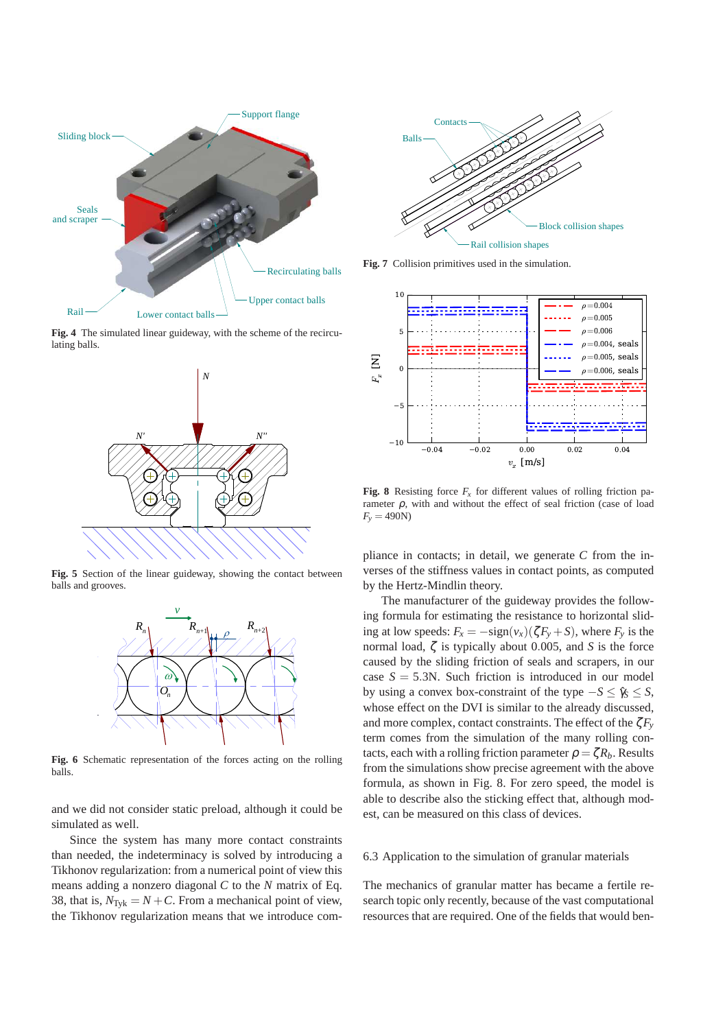**Fig. 4** The simulated linear guideway, with the scheme of the recirculating balls.

**Fig. 5** Section of the linear guideway, showing the contact between balls and grooves.

**Fig. 6** Schematic representation of the forces acting on the rolling balls.

and we did not consider static preload, although it could be simulated as well.

Since the system has many more contact constraints than needed, the indeterminacy is solved by introducing a Tikhonov regularization: from a numerical point of view this means adding a nonzero diagonal $C$ to the $N$ matrix of Eq. 38, that is, $N_{\text{Tyk}} = N + C$. From a mechanical point of view, the Tikhonov regularization means that we introduce compliance in contacts; in detail, we generate $C$ from the inverses of the stiffness values in contact points, as computed by the Hertz-Mindlin theory.

The manufacturer of the guideway provides the following formula for estimating the resistance to horizontal sliding at low speeds: $F_x = -\text{sign}(v_x)(\zeta F_y + S)$, where $F_y$ is the normal load, $\zeta$ is typically about 0.005, and $S$ is the force caused by the sliding friction of seals and scrapers, in our case $S = 5.3$N. Such friction is introduced in our model by using a convex box-constraint of the type $-S \leq \gamma_S \leq S$, whose effect on the DVI is similar to the already discussed, and more complex, contact constraints. The effect of the $\zeta F_y$ term comes from the simulation of the many rolling contacts, each with a rolling friction parameter $\rho = \zeta R_b$. Results from the simulations show precise agreement with the above formula, as shown in Fig. 8. For zero speed, the model is able to describe also the sticking effect that, although modest, can be measured on this class of devices.

**Fig. 7** Collision primitives used in the simulation.

**Fig. 8** Resisting force $F_x$ for different values of rolling friction parameter $\rho$, with and without the effect of seal friction (case of load $F_y = 490$N)

### 6.3 Application to the simulation of granular materials

The mechanics of granular matter has became a fertile research topic only recently, because of the vast computational resources that are required. One of the fields that would ben-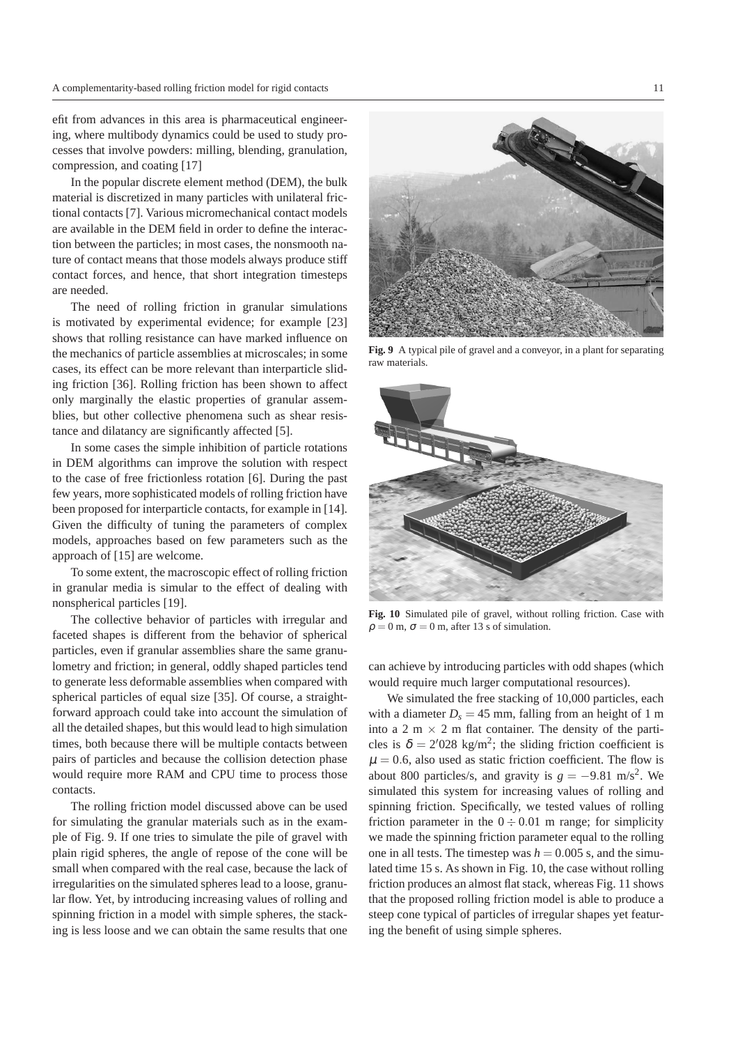efit from advances in this area is pharmaceutical engineering, where multibody dynamics could be used to study processes that involve powders: milling, blending, granulation, compression, and coating [17]

In the popular discrete element method (DEM), the bulk material is discretized in many particles with unilateral frictional contacts [7]. Various micromechanical contact models are available in the DEM field in order to define the interaction between the particles; in most cases, the nonsmooth nature of contact means that those models always produce stiff contact forces, and hence, that short integration timesteps are needed.

The need of rolling friction in granular simulations is motivated by experimental evidence; for example [23] shows that rolling resistance can have marked influence on the mechanics of particle assemblies at microscales; in some cases, its effect can be more relevant than interparticle sliding friction [36]. Rolling friction has been shown to affect only marginally the elastic properties of granular assemblies, but other collective phenomena such as shear resistance and dilatancy are significantly affected [5].

In some cases the simple inhibition of particle rotations in DEM algorithms can improve the solution with respect to the case of free frictionless rotation [6]. During the past few years, more sophisticated models of rolling friction have been proposed for interparticle contacts, for example in [14]. Given the difficulty of tuning the parameters of complex models, approaches based on few parameters such as the approach of [15] are welcome.

To some extent, the macroscopic effect of rolling friction in granular media is simular to the effect of dealing with nonspherical particles [19].

The collective behavior of particles with irregular and faceted shapes is different from the behavior of spherical particles, even if granular assemblies share the same granulometry and friction; in general, oddly shaped particles tend to generate less deformable assemblies when compared with spherical particles of equal size [35]. Of course, a straightforward approach could take into account the simulation of all the detailed shapes, but this would lead to high simulation times, both because there will be multiple contacts between pairs of particles and because the collision detection phase would require more RAM and CPU time to process those contacts.

The rolling friction model discussed above can be used for simulating the granular materials such as in the example of Fig. 9. If one tries to simulate the pile of gravel with plain rigid spheres, the angle of repose of the cone will be small when compared with the real case, because the lack of irregularities on the simulated spheres lead to a loose, granular flow. Yet, by introducing increasing values of rolling and spinning friction in a model with simple spheres, the stacking is less loose and we can obtain the same results that one can achieve by introducing particles with odd shapes (which would require much larger computational resources).

**Fig. 9** A typical pile of gravel and a conveyor, in a plant for separating raw materials.

**Fig. 10** Simulated pile of gravel, without rolling friction. Case with $\rho = 0$ m, $\sigma = 0$ m, after 13 s of simulation.

We simulated the free stacking of 10,000 particles, each with a diameter $D_s = 45$ mm, falling from an height of 1 m into a 2 m $\times$ 2 m flat container. The density of the particles is $\delta = 2'028$ kg/m$^2$; the sliding friction coefficient is $\mu = 0.6$, also used as static friction coefficient. The flow is about 800 particles/s, and gravity is $g = -9.81$ m/s$^2$. We simulated this system for increasing values of rolling and spinning friction. Specifically, we tested values of rolling friction parameter in the $0 \div 0.01$ m range; for simplicity we made the spinning friction parameter equal to the rolling one in all tests. The timestep was $h = 0.005$ s, and the simulated time 15 s. As shown in Fig. 10, the case without rolling friction produces an almost flat stack, whereas Fig. 11 shows that the proposed rolling friction model is able to produce a steep cone typical of particles of irregular shapes yet featuring the benefit of using simple spheres.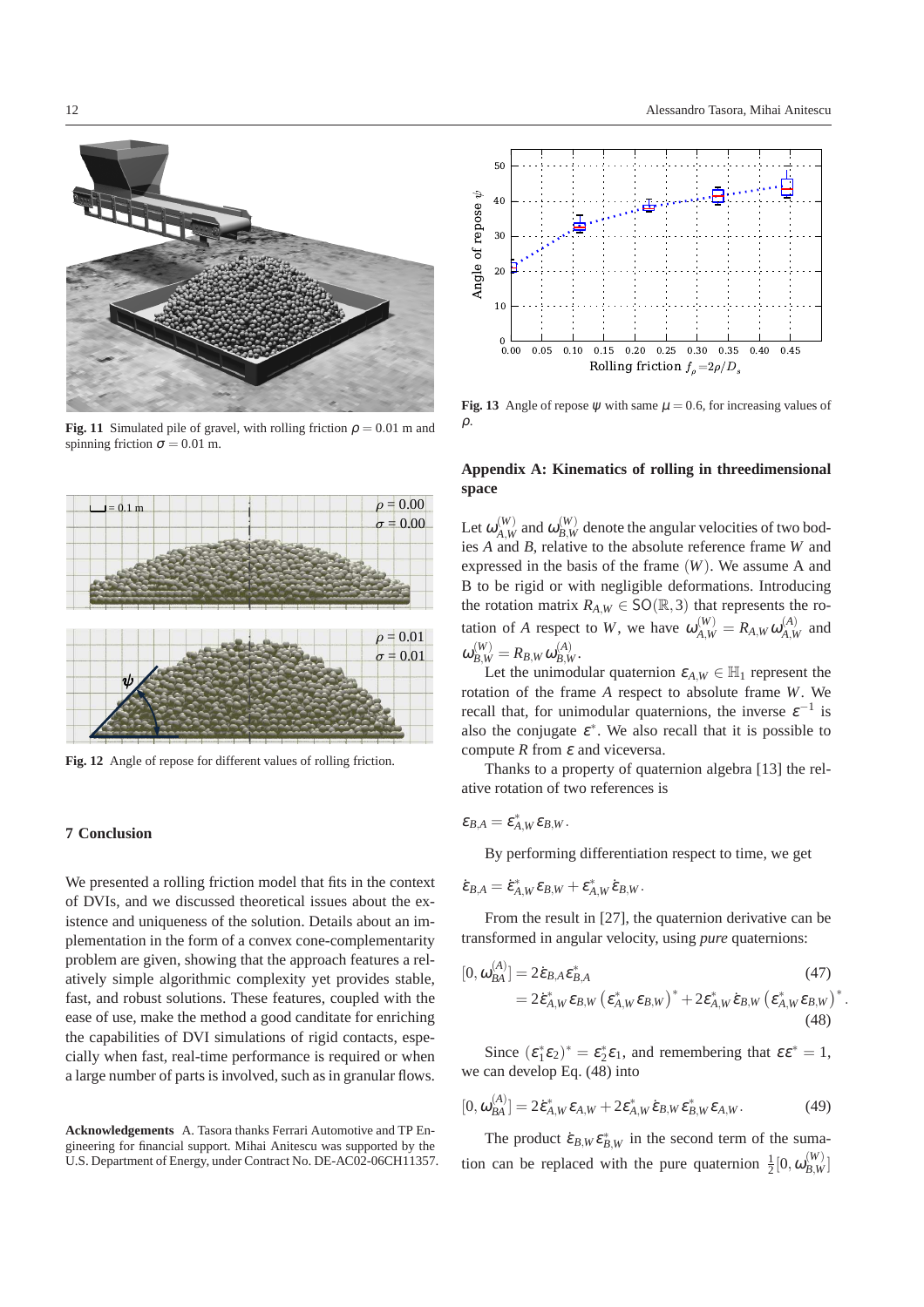Fig. 11 Simulated pile of gravel, with rolling friction $\rho = 0.01$ m and spinning friction $\sigma = 0.01$ m.

Fig. 12 Angle of repose for different values of rolling friction.

## 7 Conclusion

We presented a rolling friction model that fits in the context of DVIs, and we discussed theoretical issues about the existence and uniqueness of the solution. Details about an implementation in the form of a convex cone-complementarity problem are given, showing that the approach features a relatively simple algorithmic complexity yet provides stable, fast, and robust solutions. These features, coupled with the ease of use, make the method a good canditate for enriching the capabilities of DVI simulations of rigid contacts, especially when fast, real-time performance is required or when a large number of parts is involved, such as in granular flows.

**Acknowledgements** A. Tasora thanks Ferrari Automotive and TP Engineering for financial support. Mihai Anitescu was supported by the U.S. Department of Energy, under Contract No. DE-AC02-06CH11357.

Fig. 13 Angle of repose $\psi$ with same $\mu = 0.6$, for increasing values of $\rho$.

## Appendix A: Kinematics of rolling in threedimensional space

Let $\omega^{(W)}_{A,W}$ and $\omega^{(W)}_{B,W}$ denote the angular velocities of two bodies $A$ and $B$, relative to the absolute reference frame $W$ and expressed in the basis of the frame $(W)$. We assume A and B to be rigid or with negligible deformations. Introducing the rotation matrix $R_{A,W} \in \mathsf{SO}(\mathbb{R},3)$ that represents the rotation of $A$ respect to $W$, we have $\omega^{(W)}_{A,W} = R_{A,W}\,\omega^{(A)}_{A,W}$ and $\omega^{(W)}_{B,W} = R_{B,W}\,\omega^{(A)}_{B,W}$.

Let the unimodular quaternion $\varepsilon_{A,W} \in \mathbb{H}_1$ represent the rotation of the frame $A$ respect to absolute frame $W$. We recall that, for unimodular quaternions, the inverse $\varepsilon^{-1}$ is also the conjugate $\varepsilon^*$. We also recall that it is possible to compute $R$ from $\varepsilon$ and viceversa.

Thanks to a property of quaternion algebra [13] the relative rotation of two references is

$$\varepsilon_{B,A} = \varepsilon^*_{A,W}\,\varepsilon_{B,W}.$$

By performing differentiation respect to time, we get

$$\dot{\varepsilon}_{B,A} = \dot{\varepsilon}^*_{A,W}\,\varepsilon_{B,W} + \varepsilon^*_{A,W}\,\dot{\varepsilon}_{B,W}.$$

From the result in [27], the quaternion derivative can be transformed in angular velocity, using *pure* quaternions:

$$[0,\omega^{(A)}_{BA}] = 2\dot{\varepsilon}_{B,A}\varepsilon^*_{B,A} \tag{47}$$

$$= 2\dot{\varepsilon}^*_{A,W}\varepsilon_{B,W}\left(\varepsilon^*_{A,W}\varepsilon_{B,W}\right)^* + 2\varepsilon^*_{A,W}\dot{\varepsilon}_{B,W}\left(\varepsilon^*_{A,W}\varepsilon_{B,W}\right)^*. \tag{48}$$

Since $(\varepsilon^*_1\varepsilon_2)^* = \varepsilon^*_2\varepsilon_1$, and remembering that $\varepsilon\varepsilon^* = 1$, we can develop Eq. (48) into

$$[0,\omega^{(A)}_{BA}] = 2\dot{\varepsilon}^*_{A,W}\varepsilon_{A,W} + 2\varepsilon^*_{A,W}\dot{\varepsilon}_{B,W}\varepsilon^*_{B,W}\varepsilon_{A,W}. \tag{49}$$

The product $\dot{\varepsilon}_{B,W}\varepsilon^*_{B,W}$ in the second term of the sumation can be replaced with the pure quaternion $\frac{1}{2}[0,\omega^{(W)}_{B,W}]$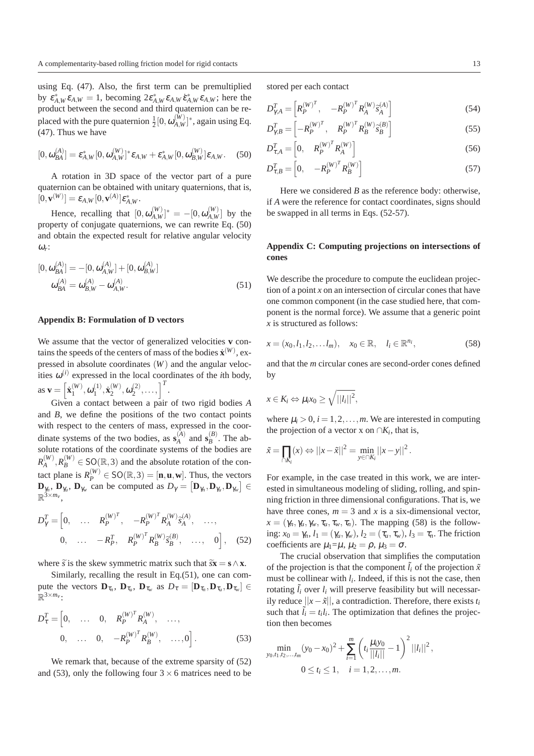using Eq. (47). Also, the first term can be premultiplied by $\varepsilon^*_{A,W}\varepsilon_{A,W} = 1$, becoming $2\varepsilon^*_{A,W}\varepsilon_{A,W}\dot{\varepsilon}^*_{A,W}\varepsilon_{A,W}$; here the product between the second and third quaternion can be replaced with the pure quaternion $\frac{1}{2}[0,\omega^{(W)}_{A,W}]^*$, again using Eq. (47). Thus we have

$$[0,\omega^{(A)}_{BA}] = \varepsilon^*_{A,W}[0,\omega^{(W)}_{A,W}]^*\varepsilon_{A,W} + \varepsilon^*_{A,W}[0,\omega^{(W)}_{B,W}]\varepsilon_{A,W}. \quad (50)$$

A rotation in 3D space of the vector part of a pure quaternion can be obtained with unitary quaternions, that is, $[0,\mathbf{v}^{(W)}] = \varepsilon_{A,W}[0,\mathbf{v}^{(A)}]\varepsilon^*_{A,W}$.

Hence, recalling that $[0,\omega^{(W)}_{A,W}]^* = -[0,\omega^{(W)}_{A,W}]$ by the property of conjugate quaternions, we can rewrite Eq. (50) and obtain the expected result for relative angular velocity $\omega_r$:

$$[0,\omega^{(A)}_{BA}] = -[0,\omega^{(A)}_{A,W}] + [0,\omega^{(A)}_{B,W}]$$
$$\omega^{(A)}_{BA} = \omega^{(A)}_{B,W} - \omega^{(A)}_{A,W}. \quad (51)$$

## Appendix B: Formulation of D vectors

We assume that the vector of generalized velocities $\mathbf{v}$ contains the speeds of the centers of mass of the bodies $\dot{\mathbf{x}}^{(W)}$, expressed in absolute coordinates $(W)$ and the angular velocities $\omega^{(i)}$ expressed in the local coordinates of the $i$th body, as $\mathbf{v} = \left[\dot{\mathbf{x}}^{(W)}_1, \omega^{(1)}_1, \dot{\mathbf{x}}^{(W)}_2, \omega^{(2)}_2, \ldots,\right]^T$.

Given a contact between a pair of two rigid bodies $A$ and $B$, we define the positions of the two contact points with respect to the centers of mass, expressed in the coordinate systems of the two bodies, as $\mathbf{s}^{(A)}_A$ and $\mathbf{s}^{(B)}_B$. The absolute rotations of the coordinate systems of the bodies are $R^{(W)}_A, R^{(W)}_B \in \mathsf{SO}(\mathbb{R},3)$ and the absolute rotation of the contact plane is $R^{(W)}_P \in \mathsf{SO}(\mathbb{R},3) = [\mathbf{n},\mathbf{u},\mathbf{w}]$. Thus, the vectors $\mathbf{D}_{\gamma_n}$, $\mathbf{D}_{\gamma_u}$, $\mathbf{D}_{\gamma_w}$ can be computed as $D_\gamma = \left[\mathbf{D}_{\gamma_n}, \mathbf{D}_{\gamma_u}, \mathbf{D}_{\gamma_w}\right] \in \mathbb{R}^{3\times m_v}$,

$$D^T_\gamma = \Big[0, \quad \ldots \quad R^{(W)^T}_P, \quad -R^{(W)^T}_P R^{(W)}_A \tilde{s}^{(A)}_A, \quad \ldots,$$
$$0, \quad \ldots \quad -R^T_P, \quad R^{(W)^T}_P R^{(W)}_B \tilde{s}^{(B)}_B, \quad \ldots, \quad 0\Big], \quad (52)$$

where $\tilde{s}$ is the skew symmetric matrix such that $\tilde{s}\mathbf{x} = \mathbf{s}\wedge\mathbf{x}$.

Similarly, recalling the result in Eq.(51), one can compute the vectors $\mathbf{D}_{\tau_n}$, $\mathbf{D}_{\tau_u}$, $\mathbf{D}_{\tau_w}$ as $D_\tau = [\mathbf{D}_{\tau_n}, \mathbf{D}_{\tau_u}, \mathbf{D}_{\tau_w}] \in \mathbb{R}^{3\times m_v}$:

$$D^T_\tau = \Big[0, \quad \ldots \quad 0, \quad R^{(W)^T}_P R^{(W)}_A, \quad \ldots,$$
$$0, \quad \ldots \quad 0, \quad -R^{(W)^T}_P R^{(W)}_B, \quad \ldots, 0\Big]. \quad (53)$$

We remark that, because of the extreme sparsity of (52) and (53), only the following four $3\times 6$ matrices need to be stored per each contact

$$D^T_{\gamma,A} = \left[R^{(W)^T}_P, \quad -R^{(W)^T}_P R^{(W)}_A \tilde{s}^{(A)}_A\right] \quad (54)$$

$$D^T_{\gamma,B} = \left[-R^{(W)^T}_P, \quad R^{(W)^T}_P R^{(W)}_B \tilde{s}^{(B)}_B\right] \quad (55)$$

$$D^T_{\tau,A} = \left[0, \quad R^{(W)^T}_P R^{(W)}_A\right] \quad (56)$$

$$D^T_{\tau,B} = \left[0, \quad -R^{(W)^T}_P R^{(W)}_B\right] \quad (57)$$

Here we considered $B$ as the reference body: otherwise, if $A$ were the reference for contact coordinates, signs should be swapped in all terms in Eqs. (52-57).

## Appendix C: Computing projections on intersections of cones

We describe the procedure to compute the euclidean projection of a point $x$ on an intersection of circular cones that have one common component (in the case studied here, that component is the normal force). We assume that a generic point $x$ is structured as follows:

$$x = (x_0, l_1, l_2, \ldots l_m), \quad x_0 \in \mathbb{R}, \quad l_i \in \mathbb{R}^{n_i}, \quad (58)$$

and that the $m$ circular cones are second-order cones defined by

$$x \in K_i \Leftrightarrow \mu_i x_0 \geq \sqrt{||l_i||^2},$$

where $\mu_i > 0$, $i = 1,2,\ldots,m$. We are interested in computing the projection of a vector x on $\cap K_i$, that is,

$$\tilde{x} = \prod_{\cap K_i}(x) \Leftrightarrow ||x-\tilde{x}||^2 = \min_{y\in\cap K_i} ||x-y||^2.$$

For example, in the case treated in this work, we are interested in simultaneous modeling of sliding, rolling, and spinning friction in three dimensional configurations. That is, we have three cones, $m = 3$ and $x$ is a six-dimensional vector, $x = (\gamma_n, \gamma_u, \gamma_w, \tau_u, \tau_w, \tau_n)$. The mapping (58) is the following: $x_0 = \gamma_n$, $l_1 = (\gamma_u, \gamma_w)$, $l_2 = (\tau_u, \tau_w)$, $l_3 = \tau_n$. The friction coefficients are $\mu_1$=$\mu$, $\mu_2 = \rho$, $\mu_3 = \sigma$.

The crucial observation that simplifies the computation of the projection is that the component $\tilde{l}_i$ of the projection $\tilde{x}$ must be collinear with $l_i$. Indeed, if this is not the case, then rotating $\tilde{l}_i$ over $l_i$ will preserve feasibility but will necessarily reduce $||x-\tilde{x}||$, a contradiction. Therefore, there exists $t_i$ such that $\tilde{l}_i = t_i l_i$. The optimization that defines the projection then becomes

$$\min_{y_0,t_1,t_2,\ldots,t_m} (y_0 - x_0)^2 + \sum_{i=1}^{m}\left(t_i\frac{\mu_i y_0}{||l_i||} - 1\right)^2 ||l_i||^2,$$
$$0 \leq t_i \leq 1, \quad i = 1,2,\ldots,m.$$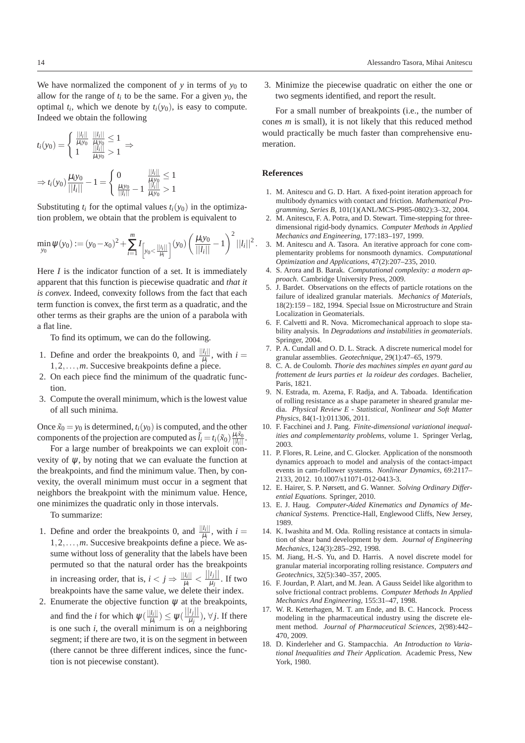We have normalized the component of $y$ in terms of $y_0$ to allow for the range of $t_i$ to be the same. For a given $y_0$, the optimal $t_i$, which we denote by $t_i(y_0)$, is easy to compute. Indeed we obtain the following

$$t_i(y_0) = \begin{cases} \frac{||l_i||}{\mu_i y_0} & \frac{||l_i||}{\mu_i y_0} \leq 1 \\ 1 & \frac{||l_i||}{\mu_i y_0} > 1 \end{cases} \Rightarrow$$

$$\Rightarrow t_i(y_0)\frac{\mu_i y_0}{||l_i||} - 1 = \begin{cases} 0 & \frac{||l_i||}{\mu_i y_0} \leq 1 \\ \frac{\mu_i y_0}{||l_i||} - 1 & \frac{||l_i||}{\mu_i y_0} > 1 \end{cases}$$

Substituting $t_i$ for the optimal values $t_i(y_0)$ in the optimization problem, we obtain that the problem is equivalent to

$$\min_{y_0} \psi(y_0) := (y_0 - x_0)^2 + \sum_{i=1}^{m} I_{\left[y_0 < \frac{||l_i||}{\mu_i}\right]}(y_0)\left(\frac{\mu_i y_0}{||l_i||} - 1\right)^2 ||l_i||^2.$$

Here $I$ is the indicator function of a set. It is immediately apparent that this function is piecewise quadratic and *that it is convex*. Indeed, convexity follows from the fact that each term function is convex, the first term as a quadratic, and the other terms as their graphs are the union of a parabola with a flat line.

To find its optimum, we can do the following.

1. Define and order the breakpoints 0, and $\frac{||l_i||}{\mu_i}$, with $i = 1, 2, \ldots, m$. Succesive breakpoints define a piece.
2. On each piece find the minimum of the quadratic function.
3. Compute the overall minimum, which is the lowest value of all such minima.

Once $\tilde{x}_0 = y_0$ is determined, $t_i(y_0)$ is computed, and the other components of the projection are computed as $\tilde{l}_i = t_i(\tilde{x}_0)\frac{\mu_i \tilde{x}_0}{||l_i||}$.

For a large number of breakpoints we can exploit convexity of $\psi$, by noting that we can evaluate the function at the breakpoints, and find the minimum value. Then, by convexity, the overall minimum must occur in a segment that neighbors the breakpoint with the minimum value. Hence, one minimizes the quadratic only in those intervals.

To summarize:

1. Define and order the breakpoints 0, and $\frac{||l_i||}{\mu_i}$, with $i = 1, 2, \ldots, m$. Succesive breakpoints define a piece. We assume without loss of generality that the labels have been permuted so that the natural order has the breakpoints in increasing order, that is, $i < j \Rightarrow \frac{||l_i||}{\mu_i} < \frac{||l_j||}{\mu_j}$. If two breakpoints have the same value, we delete their index.
2. Enumerate the objective function $\psi$ at the breakpoints, and find the $i$ for which $\psi(\frac{||l_i||}{\mu_i}) \leq \psi(\frac{||l_j||}{\mu_j})$, $\forall j$. If there is one such $i$, the overall minimum is on a neighboring segment; if there are two, it is on the segment in between (there cannot be three different indices, since the function is not piecewise constant).
3. Minimize the piecewise quadratic on either the one or two segments identified, and report the result.

For a small number of breakpoints (i.e., the number of cones $m$ is small), it is not likely that this reduced method would practically be much faster than comprehensive enumeration.

## References

1. M. Anitescu and G. D. Hart. A fixed-point iteration approach for multibody dynamics with contact and friction. *Mathematical Programming, Series B*, 101(1)(ANL/MCS-P985-0802):3–32, 2004.
2. M. Anitescu, F. A. Potra, and D. Stewart. Time-stepping for three-dimensional rigid-body dynamics. *Computer Methods in Applied Mechanics and Engineering*, 177:183–197, 1999.
3. M. Anitescu and A. Tasora. An iterative approach for cone complementarity problems for nonsmooth dynamics. *Computational Optimization and Applications*, 47(2):207–235, 2010.
4. S. Arora and B. Barak. *Computational complexity: a modern approach*. Cambridge University Press, 2009.
5. J. Bardet. Observations on the effects of particle rotations on the failure of idealized granular materials. *Mechanics of Materials*, 18(2):159 – 182, 1994. Special Issue on Microstructure and Strain Localization in Geomaterials.
6. F. Calvetti and R. Nova. Micromechanical approach to slope stability analysis. In *Degradations and instabilities in geomaterials*. Springer, 2004.
7. P. A. Cundall and O. D. L. Strack. A discrete numerical model for granular assemblies. *Geotechnique*, 29(1):47–65, 1979.
8. C. A. de Coulomb. *Thorie des machines simples en ayant gard au frottement de leurs parties et la roideur des cordages*. Bachelier, Paris, 1821.
9. N. Estrada, m. Azema, F. Radja, and A. Taboada. Identification of rolling resistance as a shape parameter in sheared granular media. *Physical Review E - Statistical, Nonlinear and Soft Matter Physics*, 84(1-1):011306, 2011.
10. F. Facchinei and J. Pang. *Finite-dimensional variational inequalities and complementarity problems*, volume 1. Springer Verlag, 2003.
11. P. Flores, R. Leine, and C. Glocker. Application of the nonsmooth dynamics approach to model and analysis of the contact-impact events in cam-follower systems. *Nonlinear Dynamics*, 69:2117–2133, 2012. 10.1007/s11071-012-0413-3.
12. E. Hairer, S. P. Nørsett, and G. Wanner. *Solving Ordinary Differential Equations*. Springer, 2010.
13. E. J. Haug. *Computer-Aided Kinematics and Dynamics of Mechanical Systems*. Prenctice-Hall, Englewood Cliffs, New Jersey, 1989.
14. K. Iwashita and M. Oda. Rolling resistance at contacts in simulation of shear band development by dem. *Journal of Engineering Mechanics*, 124(3):285–292, 1998.
15. M. Jiang, H.-S. Yu, and D. Harris. A novel discrete model for granular material incorporating rolling resistance. *Computers and Geotechnics*, 32(5):340–357, 2005.
16. F. Jourdan, P. Alart, and M. Jean. A Gauss Seidel like algorithm to solve frictional contract problems. *Computer Methods In Applied Mechanics And Engineering*, 155:31–47, 1998.
17. W. R. Ketterhagen, M. T. am Ende, and B. C. Hancock. Process modeling in the pharmaceutical industry using the discrete element method. *Journal of Pharmaceutical Sciences*, 2(98):442–470, 2009.
18. D. Kinderleher and G. Stampacchia. *An Introduction to Variational Inequalities and Their Application*. Academic Press, New York, 1980.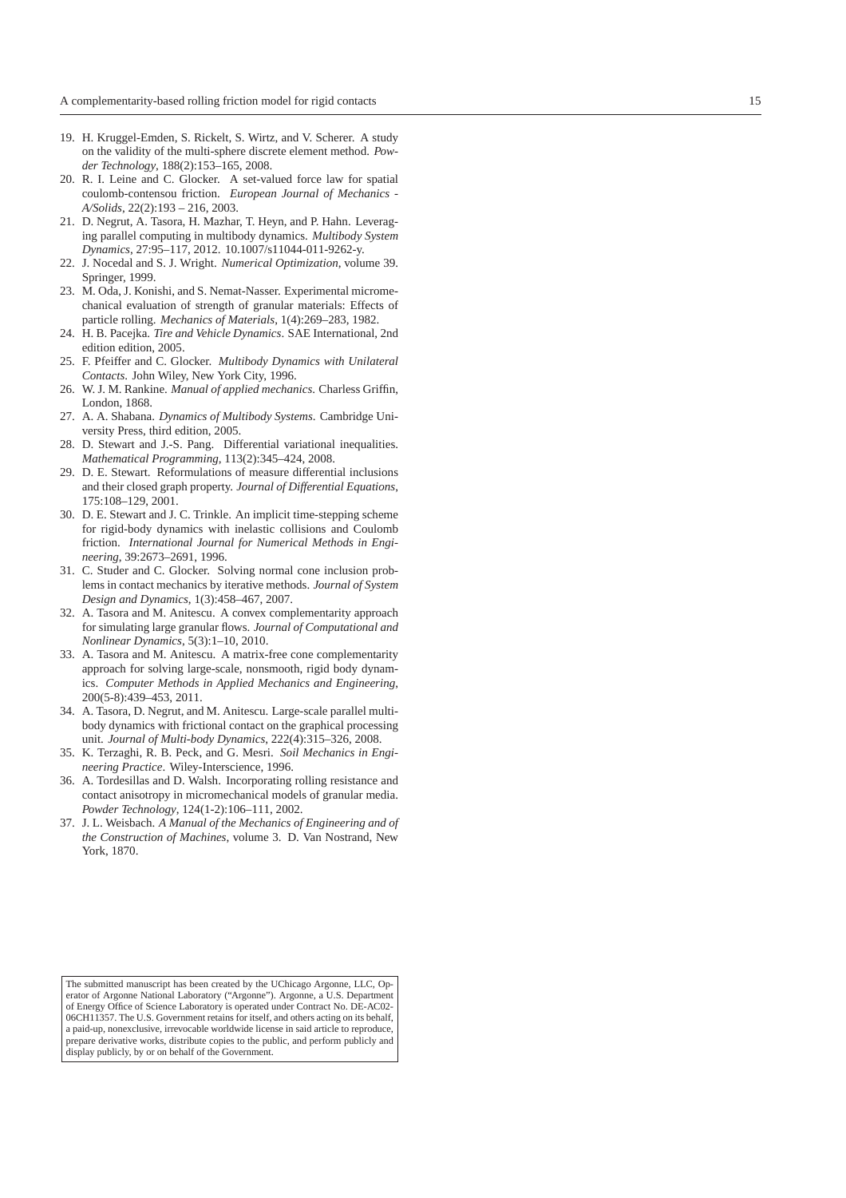19. H. Kruggel-Emden, S. Rickelt, S. Wirtz, and V. Scherer. A study on the validity of the multi-sphere discrete element method. *Powder Technology*, 188(2):153–165, 2008.
20. R. I. Leine and C. Glocker. A set-valued force law for spatial coulomb-contensou friction. *European Journal of Mechanics - A/Solids*, 22(2):193 – 216, 2003.
21. D. Negrut, A. Tasora, H. Mazhar, T. Heyn, and P. Hahn. Leveraging parallel computing in multibody dynamics. *Multibody System Dynamics*, 27:95–117, 2012. 10.1007/s11044-011-9262-y.
22. J. Nocedal and S. J. Wright. *Numerical Optimization*, volume 39. Springer, 1999.
23. M. Oda, J. Konishi, and S. Nemat-Nasser. Experimental micromechanical evaluation of strength of granular materials: Effects of particle rolling. *Mechanics of Materials*, 1(4):269–283, 1982.
24. H. B. Pacejka. *Tire and Vehicle Dynamics*. SAE International, 2nd edition edition, 2005.
25. F. Pfeiffer and C. Glocker. *Multibody Dynamics with Unilateral Contacts*. John Wiley, New York City, 1996.
26. W. J. M. Rankine. *Manual of applied mechanics*. Charless Griffin, London, 1868.
27. A. A. Shabana. *Dynamics of Multibody Systems*. Cambridge University Press, third edition, 2005.
28. D. Stewart and J.-S. Pang. Differential variational inequalities. *Mathematical Programming*, 113(2):345–424, 2008.
29. D. E. Stewart. Reformulations of measure differential inclusions and their closed graph property. *Journal of Differential Equations*, 175:108–129, 2001.
30. D. E. Stewart and J. C. Trinkle. An implicit time-stepping scheme for rigid-body dynamics with inelastic collisions and Coulomb friction. *International Journal for Numerical Methods in Engineering*, 39:2673–2691, 1996.
31. C. Studer and C. Glocker. Solving normal cone inclusion problems in contact mechanics by iterative methods. *Journal of System Design and Dynamics*, 1(3):458–467, 2007.
32. A. Tasora and M. Anitescu. A convex complementarity approach for simulating large granular flows. *Journal of Computational and Nonlinear Dynamics*, 5(3):1–10, 2010.
33. A. Tasora and M. Anitescu. A matrix-free cone complementarity approach for solving large-scale, nonsmooth, rigid body dynamics. *Computer Methods in Applied Mechanics and Engineering*, 200(5-8):439–453, 2011.
34. A. Tasora, D. Negrut, and M. Anitescu. Large-scale parallel multibody dynamics with frictional contact on the graphical processing unit. *Journal of Multi-body Dynamics*, 222(4):315–326, 2008.
35. K. Terzaghi, R. B. Peck, and G. Mesri. *Soil Mechanics in Engineering Practice*. Wiley-Interscience, 1996.
36. A. Tordesillas and D. Walsh. Incorporating rolling resistance and contact anisotropy in micromechanical models of granular media. *Powder Technology*, 124(1-2):106–111, 2002.
37. J. L. Weisbach. *A Manual of the Mechanics of Engineering and of the Construction of Machines*, volume 3. D. Van Nostrand, New York, 1870.

The submitted manuscript has been created by the UChicago Argonne, LLC, Operator of Argonne National Laboratory ("Argonne"). Argonne, a U.S. Department of Energy Office of Science Laboratory is operated under Contract No. DE-AC02-06CH11357. The U.S. Government retains for itself, and others acting on its behalf, a paid-up, nonexclusive, irrevocable worldwide license in said article to reproduce, prepare derivative works, distribute copies to the public, and perform publicly and display publicly, by or on behalf of the Government.